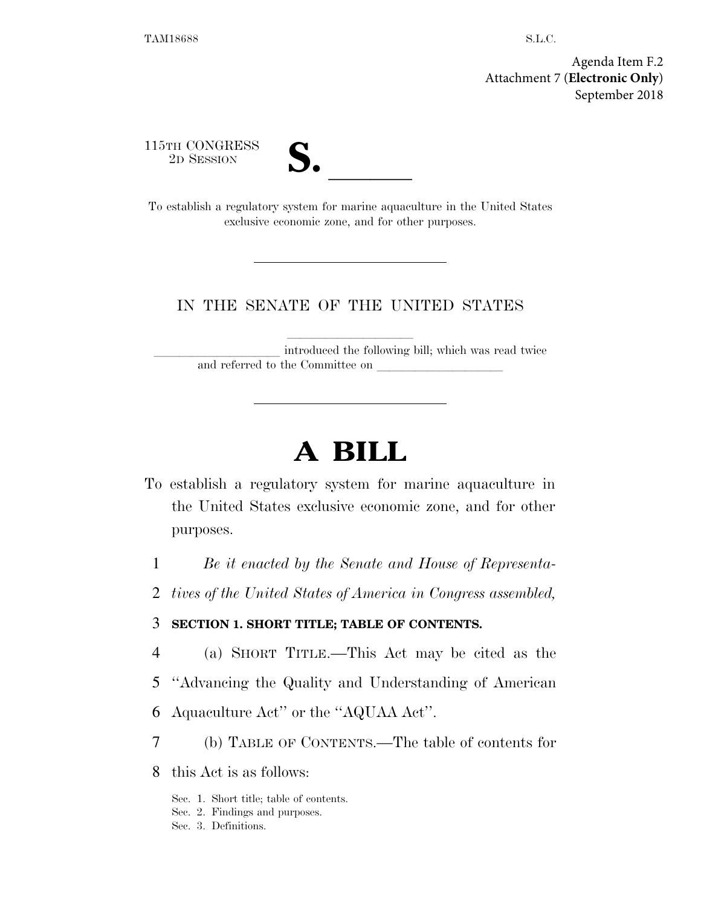TAM18688 S.L.C.

Agenda Item F.2
Attachment 7 (**Electronic Only**)
September 2018

115TH CONGRESS
2D SESSION

# S. \_\_\_\_\_\_

To establish a regulatory system for marine aquaculture in the United States exclusive economic zone, and for other purposes.

---

IN THE SENATE OF THE UNITED STATES

\_\_\_\_\_\_\_\_\_\_\_\_\_\_\_\_\_\_\_\_

\_\_\_\_\_\_\_\_\_\_\_\_\_\_\_\_\_\_\_\_ introduced the following bill; which was read twice and referred to the Committee on \_\_\_\_\_\_\_\_\_\_\_\_\_\_\_\_\_\_\_\_

---

# A BILL

To establish a regulatory system for marine aquaculture in the United States exclusive economic zone, and for other purposes.

*Be it enacted by the Senate and House of Representatives of the United States of America in Congress assembled,*

**SECTION 1. SHORT TITLE; TABLE OF CONTENTS.**

(a) SHORT TITLE.—This Act may be cited as the "Advancing the Quality and Understanding of American Aquaculture Act" or the "AQUAA Act".

(b) TABLE OF CONTENTS.—The table of contents for this Act is as follows:

Sec. 1. Short title; table of contents.
Sec. 2. Findings and purposes.
Sec. 3. Definitions.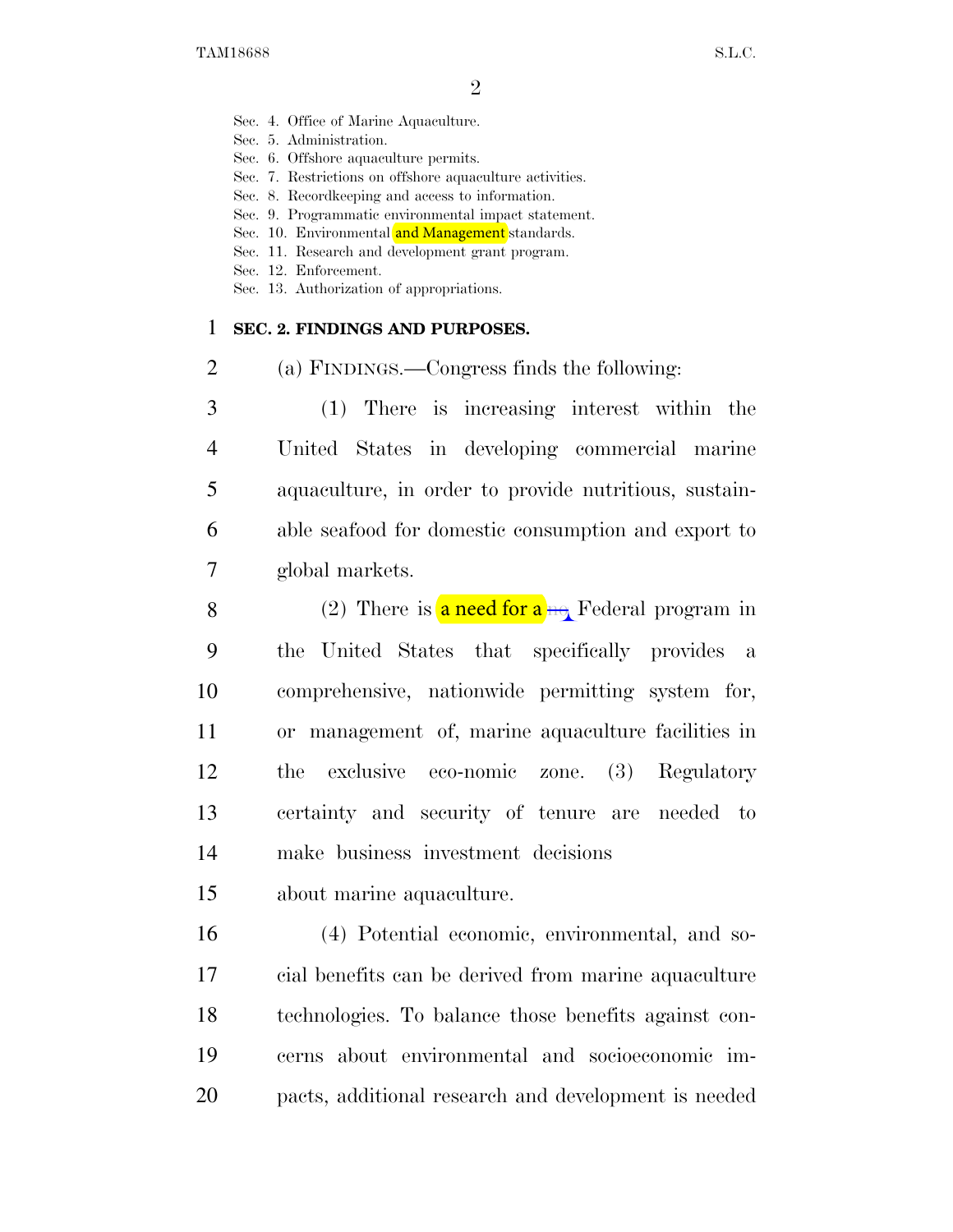Sec. 4. Office of Marine Aquaculture.
Sec. 5. Administration.
Sec. 6. Offshore aquaculture permits.
Sec. 7. Restrictions on offshore aquaculture activities.
Sec. 8. Recordkeeping and access to information.
Sec. 9. Programmatic environmental impact statement.
Sec. 10. Environmental and Management standards.
Sec. 11. Research and development grant program.
Sec. 12. Enforcement.
Sec. 13. Authorization of appropriations.

**SEC. 2. FINDINGS AND PURPOSES.**

(a) FINDINGS.—Congress finds the following:

(1) There is increasing interest within the United States in developing commercial marine aquaculture, in order to provide nutritious, sustainable seafood for domestic consumption and export to global markets.

(2) There is a need for a ~~no~~ Federal program in the United States that specifically provides a comprehensive, nationwide permitting system for, or management of, marine aquaculture facilities in the exclusive eco-nomic zone. (3) Regulatory certainty and security of tenure are needed to make business investment decisions about marine aquaculture.

(4) Potential economic, environmental, and social benefits can be derived from marine aquaculture technologies. To balance those benefits against concerns about environmental and socioeconomic impacts, additional research and development is needed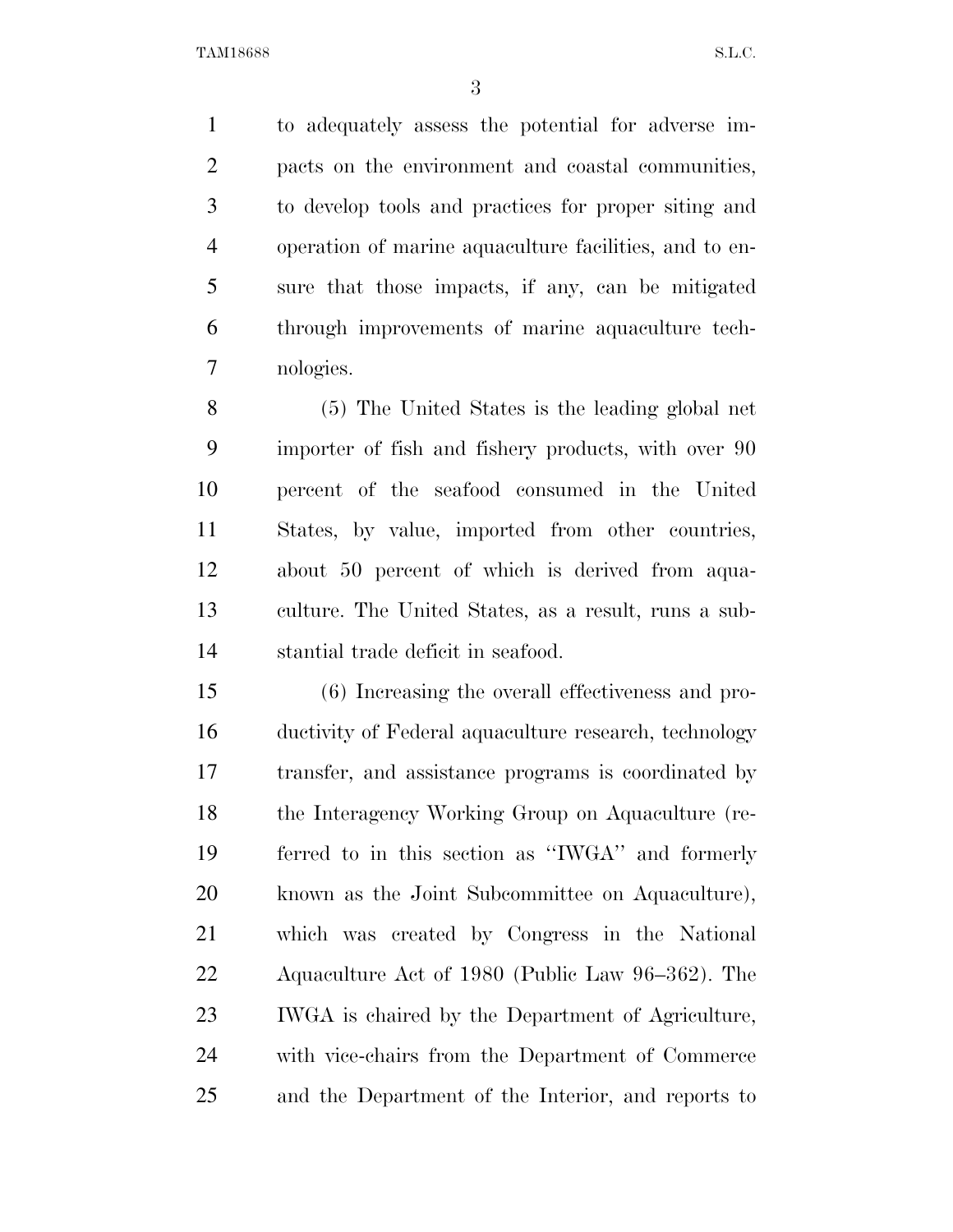to adequately assess the potential for adverse impacts on the environment and coastal communities, to develop tools and practices for proper siting and operation of marine aquaculture facilities, and to ensure that those impacts, if any, can be mitigated through improvements of marine aquaculture technologies.

(5) The United States is the leading global net importer of fish and fishery products, with over 90 percent of the seafood consumed in the United States, by value, imported from other countries, about 50 percent of which is derived from aquaculture. The United States, as a result, runs a substantial trade deficit in seafood.

(6) Increasing the overall effectiveness and productivity of Federal aquaculture research, technology transfer, and assistance programs is coordinated by the Interagency Working Group on Aquaculture (referred to in this section as ''IWGA'' and formerly known as the Joint Subcommittee on Aquaculture), which was created by Congress in the National Aquaculture Act of 1980 (Public Law 96–362). The IWGA is chaired by the Department of Agriculture, with vice-chairs from the Department of Commerce and the Department of the Interior, and reports to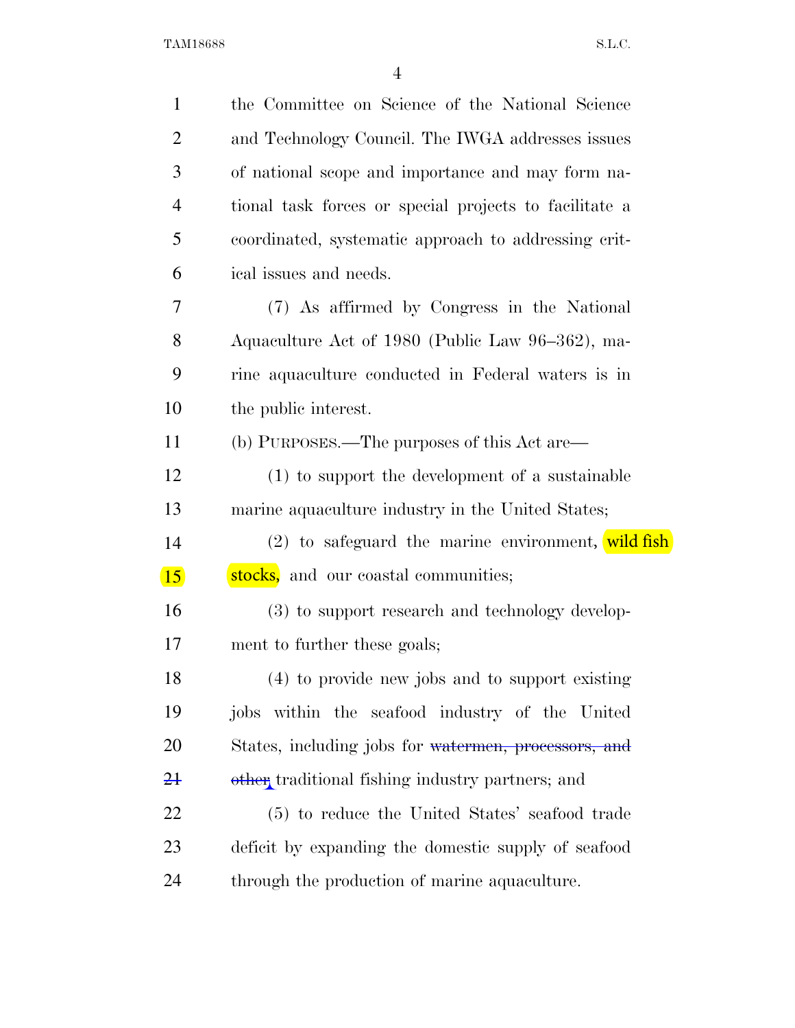the Committee on Science of the National Science and Technology Council. The IWGA addresses issues of national scope and importance and may form national task forces or special projects to facilitate a coordinated, systematic approach to addressing critical issues and needs.

(7) As affirmed by Congress in the National Aquaculture Act of 1980 (Public Law 96–362), marine aquaculture conducted in Federal waters is in the public interest.

(b) PURPOSES.—The purposes of this Act are—

(1) to support the development of a sustainable marine aquaculture industry in the United States;

(2) to safeguard the marine environment, wild fish stocks, and our coastal communities;

(3) to support research and technology development to further these goals;

(4) to provide new jobs and to support existing jobs within the seafood industry of the United States, including jobs for ~~watermen, processors, and other~~ traditional fishing industry partners; and

(5) to reduce the United States' seafood trade deficit by expanding the domestic supply of seafood through the production of marine aquaculture.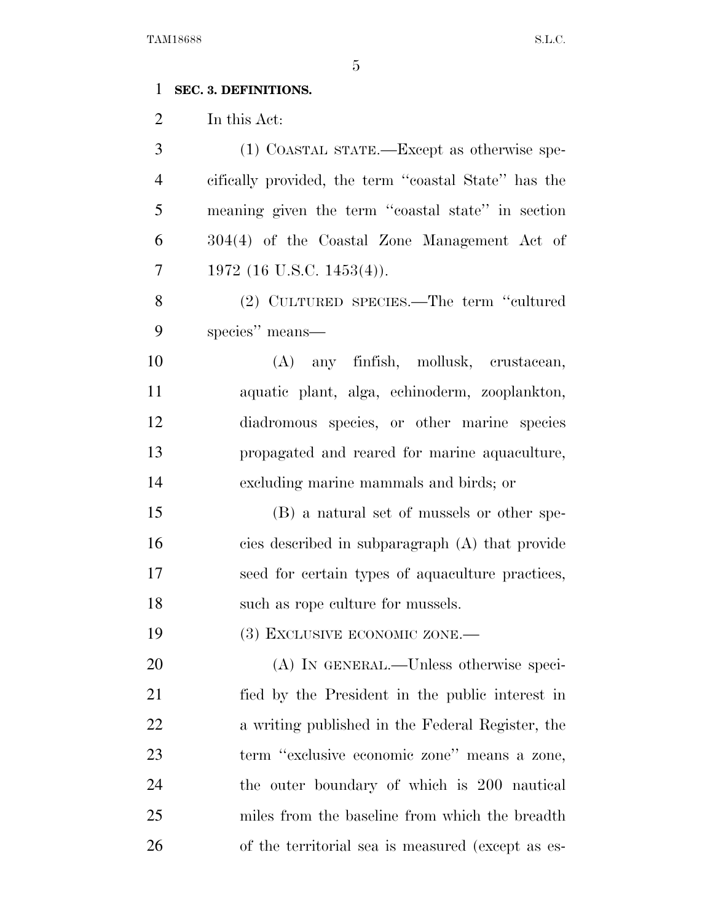**SEC. 3. DEFINITIONS.**

In this Act:

(1) COASTAL STATE.—Except as otherwise specifically provided, the term ''coastal State'' has the meaning given the term ''coastal state'' in section 304(4) of the Coastal Zone Management Act of 1972 (16 U.S.C. 1453(4)).

(2) CULTURED SPECIES.—The term ''cultured species'' means—

(A) any finfish, mollusk, crustacean, aquatic plant, alga, echinoderm, zooplankton, diadromous species, or other marine species propagated and reared for marine aquaculture, excluding marine mammals and birds; or

(B) a natural set of mussels or other species described in subparagraph (A) that provide seed for certain types of aquaculture practices, such as rope culture for mussels.

(3) EXCLUSIVE ECONOMIC ZONE.—

(A) IN GENERAL.—Unless otherwise specified by the President in the public interest in a writing published in the Federal Register, the term ''exclusive economic zone'' means a zone, the outer boundary of which is 200 nautical miles from the baseline from which the breadth of the territorial sea is measured (except as es-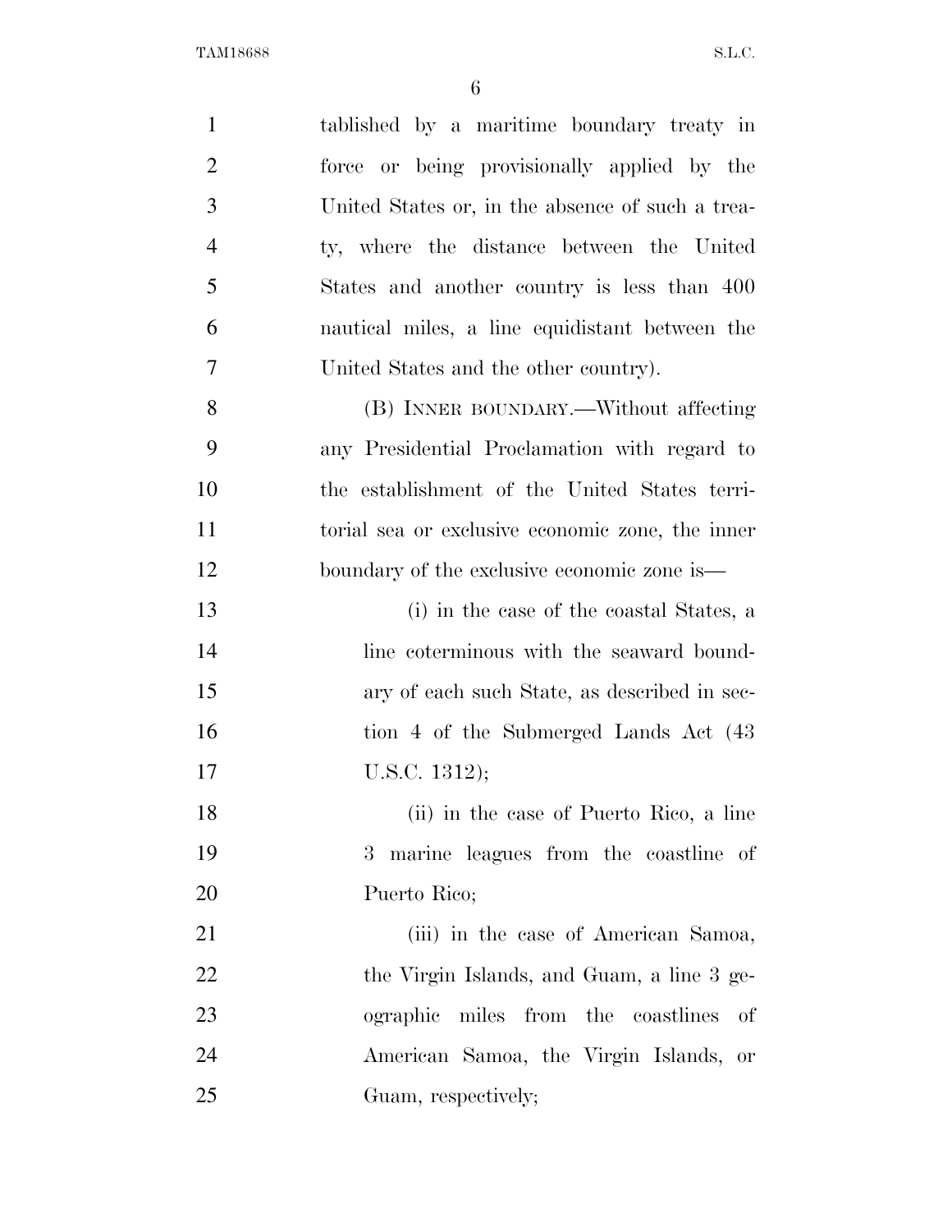tablished by a maritime boundary treaty in force or being provisionally applied by the United States or, in the absence of such a treaty, where the distance between the United States and another country is less than 400 nautical miles, a line equidistant between the United States and the other country).

(B) INNER BOUNDARY.—Without affecting any Presidential Proclamation with regard to the establishment of the United States territorial sea or exclusive economic zone, the inner boundary of the exclusive economic zone is—

(i) in the case of the coastal States, a line coterminous with the seaward boundary of each such State, as described in section 4 of the Submerged Lands Act (43 U.S.C. 1312);

(ii) in the case of Puerto Rico, a line 3 marine leagues from the coastline of Puerto Rico;

(iii) in the case of American Samoa, the Virgin Islands, and Guam, a line 3 geographic miles from the coastlines of American Samoa, the Virgin Islands, or Guam, respectively;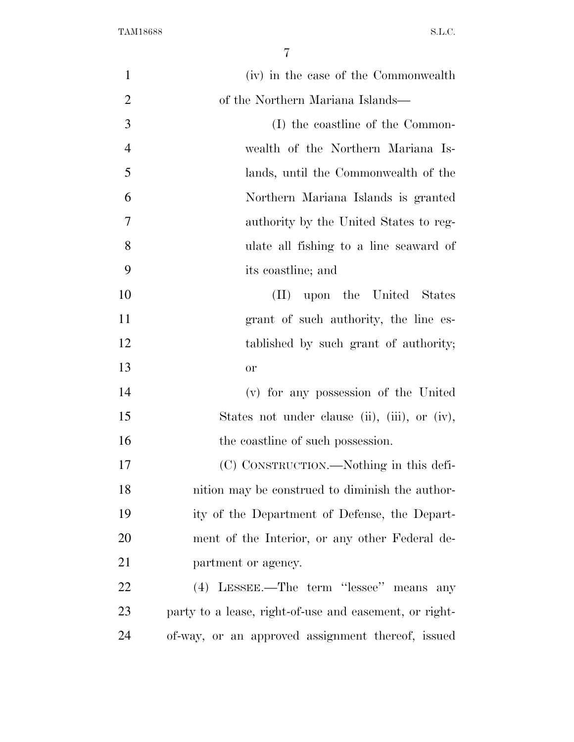(iv) in the case of the Commonwealth of the Northern Mariana Islands—

(I) the coastline of the Commonwealth of the Northern Mariana Islands, until the Commonwealth of the Northern Mariana Islands is granted authority by the United States to regulate all fishing to a line seaward of its coastline; and

(II) upon the United States grant of such authority, the line established by such grant of authority; or

(v) for any possession of the United States not under clause (ii), (iii), or (iv), the coastline of such possession.

(C) CONSTRUCTION.—Nothing in this definition may be construed to diminish the authority of the Department of Defense, the Department of the Interior, or any other Federal department or agency.

(4) LESSEE.—The term "lessee" means any party to a lease, right-of-use and easement, or right-of-way, or an approved assignment thereof, issued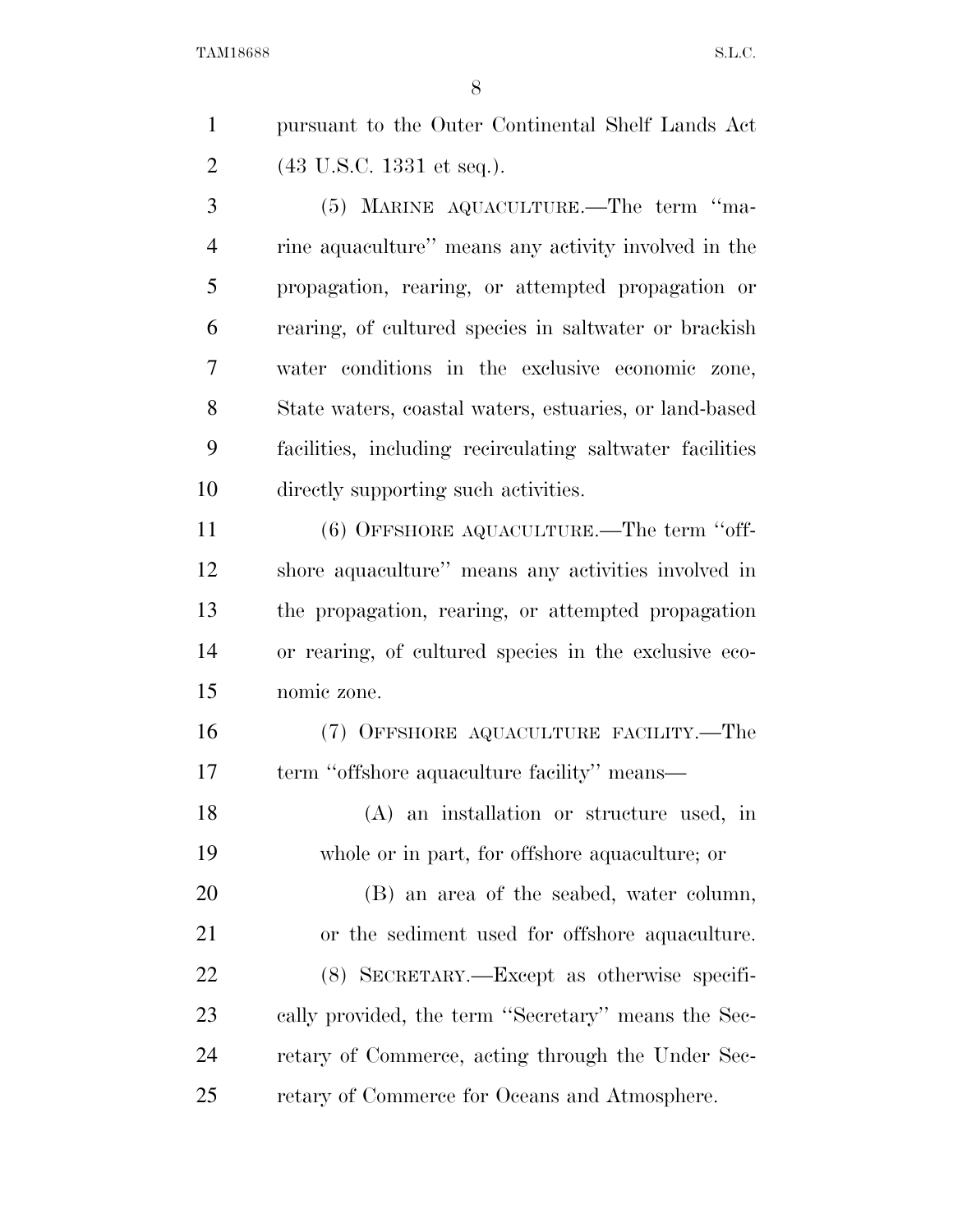pursuant to the Outer Continental Shelf Lands Act (43 U.S.C. 1331 et seq.).

(5) MARINE AQUACULTURE.—The term ''marine aquaculture'' means any activity involved in the propagation, rearing, or attempted propagation or rearing, of cultured species in saltwater or brackish water conditions in the exclusive economic zone, State waters, coastal waters, estuaries, or land-based facilities, including recirculating saltwater facilities directly supporting such activities.

(6) OFFSHORE AQUACULTURE.—The term ''offshore aquaculture'' means any activities involved in the propagation, rearing, or attempted propagation or rearing, of cultured species in the exclusive economic zone.

(7) OFFSHORE AQUACULTURE FACILITY.—The term ''offshore aquaculture facility'' means—

(A) an installation or structure used, in whole or in part, for offshore aquaculture; or

(B) an area of the seabed, water column, or the sediment used for offshore aquaculture.

(8) SECRETARY.—Except as otherwise specifically provided, the term ''Secretary'' means the Secretary of Commerce, acting through the Under Secretary of Commerce for Oceans and Atmosphere.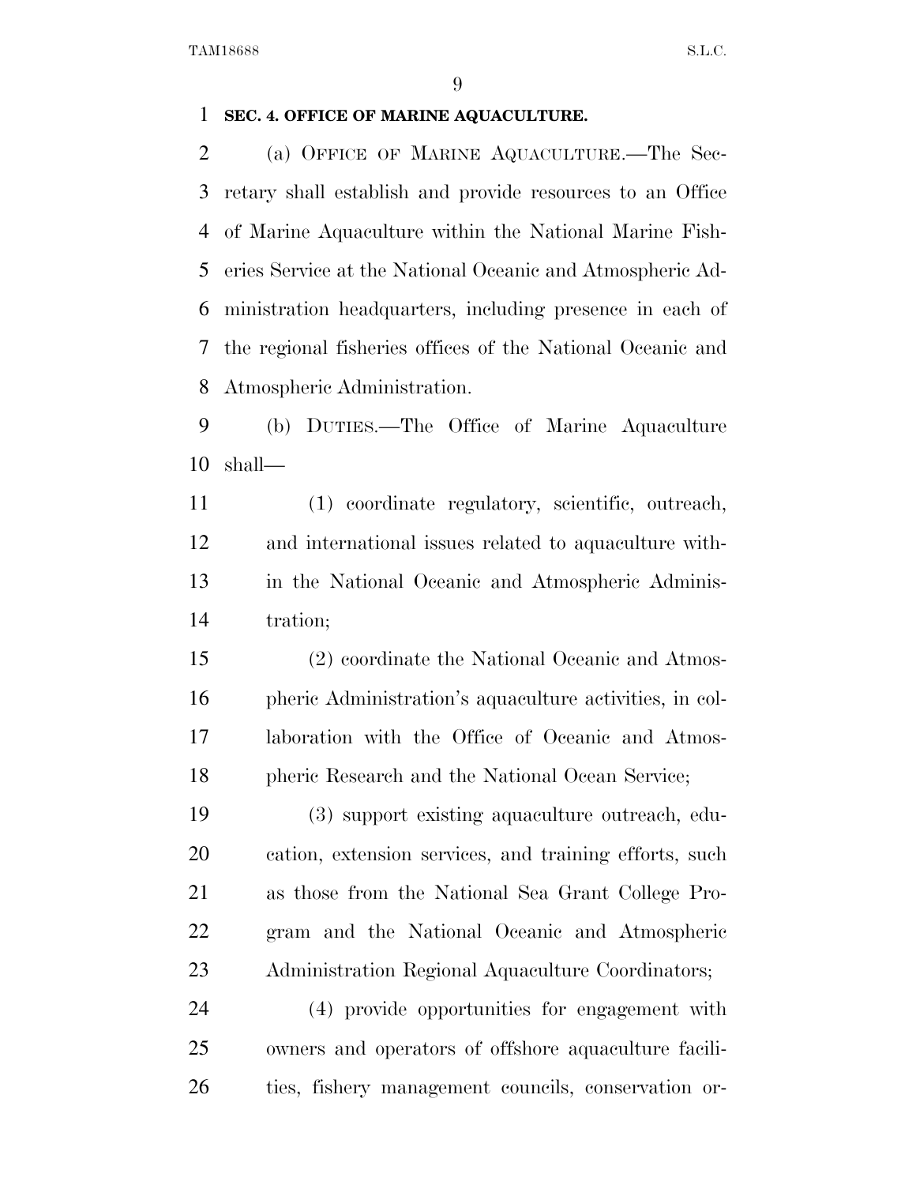**SEC. 4. OFFICE OF MARINE AQUACULTURE.**

(a) OFFICE OF MARINE AQUACULTURE.—The Secretary shall establish and provide resources to an Office of Marine Aquaculture within the National Marine Fisheries Service at the National Oceanic and Atmospheric Administration headquarters, including presence in each of the regional fisheries offices of the National Oceanic and Atmospheric Administration.

(b) DUTIES.—The Office of Marine Aquaculture shall—

(1) coordinate regulatory, scientific, outreach, and international issues related to aquaculture within the National Oceanic and Atmospheric Administration;

(2) coordinate the National Oceanic and Atmospheric Administration's aquaculture activities, in collaboration with the Office of Oceanic and Atmospheric Research and the National Ocean Service;

(3) support existing aquaculture outreach, education, extension services, and training efforts, such as those from the National Sea Grant College Program and the National Oceanic and Atmospheric Administration Regional Aquaculture Coordinators;

(4) provide opportunities for engagement with owners and operators of offshore aquaculture facilities, fishery management councils, conservation or-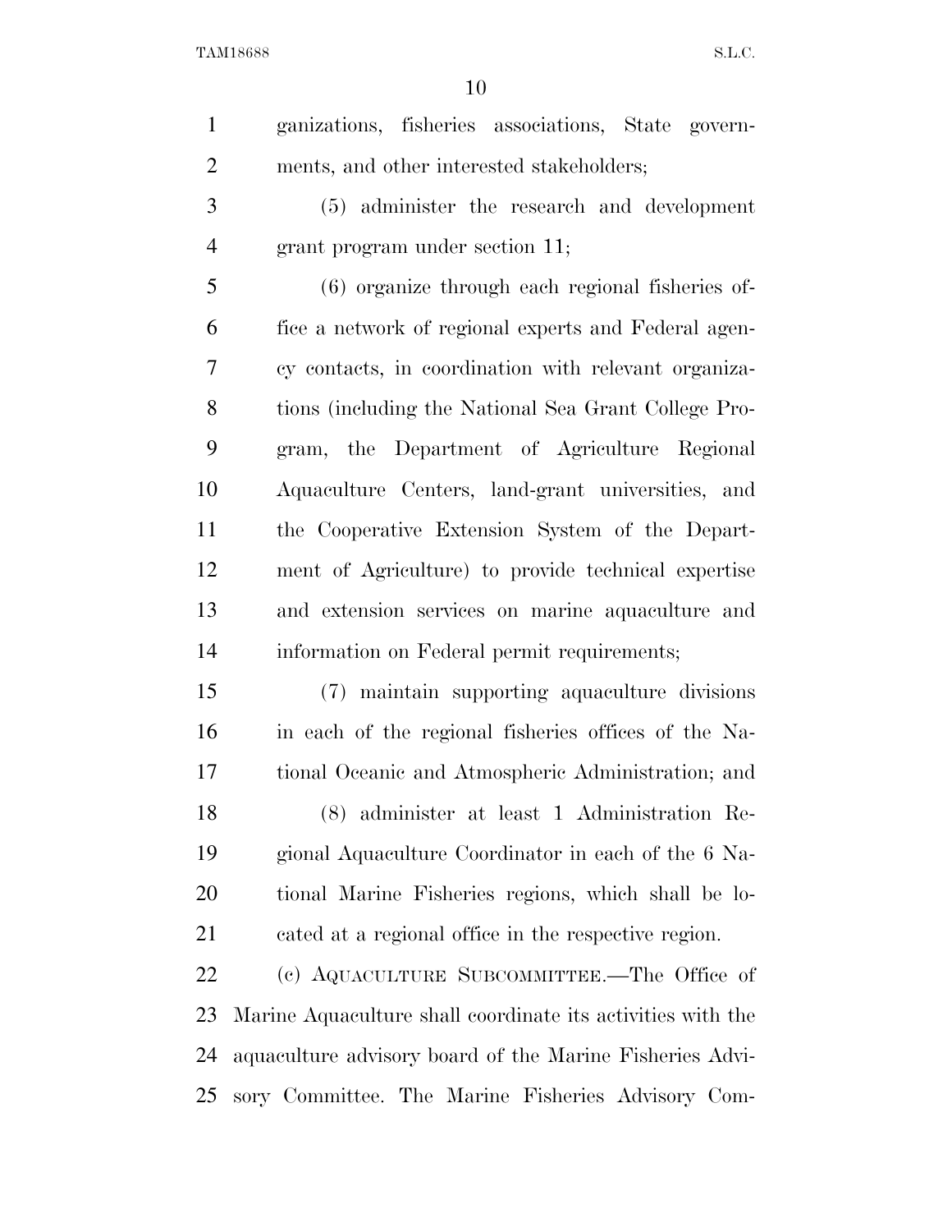ganizations, fisheries associations, State governments, and other interested stakeholders;

(5) administer the research and development grant program under section 11;

(6) organize through each regional fisheries office a network of regional experts and Federal agency contacts, in coordination with relevant organizations (including the National Sea Grant College Program, the Department of Agriculture Regional Aquaculture Centers, land-grant universities, and the Cooperative Extension System of the Department of Agriculture) to provide technical expertise and extension services on marine aquaculture and information on Federal permit requirements;

(7) maintain supporting aquaculture divisions in each of the regional fisheries offices of the National Oceanic and Atmospheric Administration; and

(8) administer at least 1 Administration Regional Aquaculture Coordinator in each of the 6 National Marine Fisheries regions, which shall be located at a regional office in the respective region.

(c) AQUACULTURE SUBCOMMITTEE.—The Office of Marine Aquaculture shall coordinate its activities with the aquaculture advisory board of the Marine Fisheries Advisory Committee. The Marine Fisheries Advisory Com-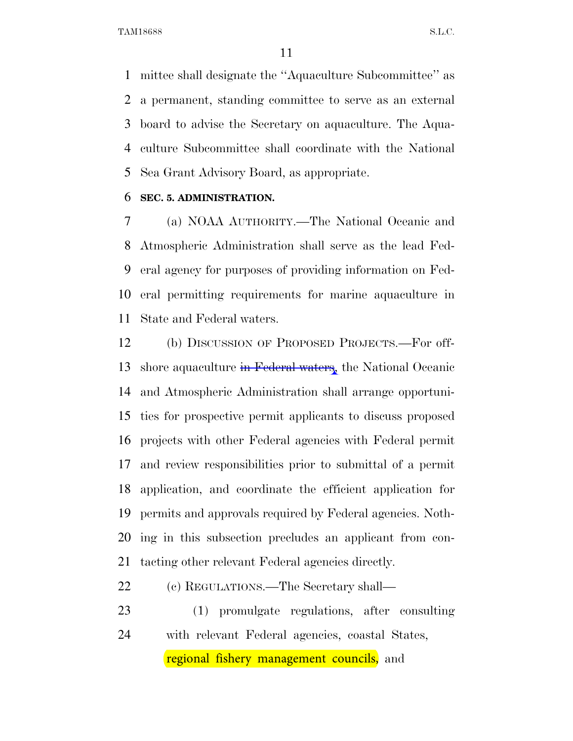mittee shall designate the "Aquaculture Subcommittee" as a permanent, standing committee to serve as an external board to advise the Secretary on aquaculture. The Aquaculture Subcommittee shall coordinate with the National Sea Grant Advisory Board, as appropriate.

**SEC. 5. ADMINISTRATION.**

(a) NOAA AUTHORITY.—The National Oceanic and Atmospheric Administration shall serve as the lead Federal agency for purposes of providing information on Federal permitting requirements for marine aquaculture in State and Federal waters.

(b) DISCUSSION OF PROPOSED PROJECTS.—For offshore aquaculture ~~in Federal waters~~, the National Oceanic and Atmospheric Administration shall arrange opportunities for prospective permit applicants to discuss proposed projects with other Federal agencies with Federal permit and review responsibilities prior to submittal of a permit application, and coordinate the efficient application for permits and approvals required by Federal agencies. Nothing in this subsection precludes an applicant from contacting other relevant Federal agencies directly.

(c) REGULATIONS.—The Secretary shall—

(1) promulgate regulations, after consulting with relevant Federal agencies, coastal States, regional fishery management councils, and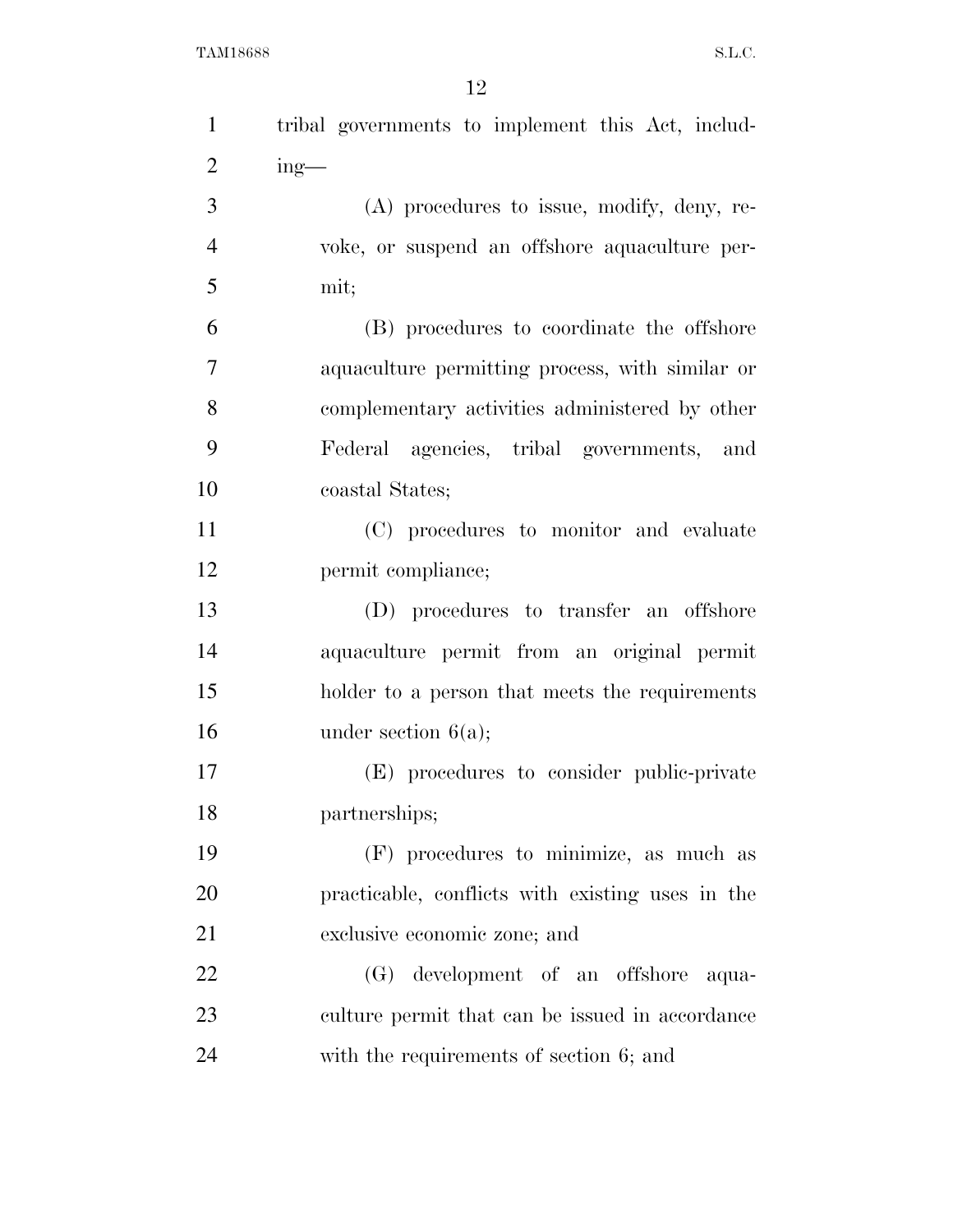tribal governments to implement this Act, including—

(A) procedures to issue, modify, deny, revoke, or suspend an offshore aquaculture permit;

(B) procedures to coordinate the offshore aquaculture permitting process, with similar or complementary activities administered by other Federal agencies, tribal governments, and coastal States;

(C) procedures to monitor and evaluate permit compliance;

(D) procedures to transfer an offshore aquaculture permit from an original permit holder to a person that meets the requirements under section 6(a);

(E) procedures to consider public-private partnerships;

(F) procedures to minimize, as much as practicable, conflicts with existing uses in the exclusive economic zone; and

(G) development of an offshore aquaculture permit that can be issued in accordance with the requirements of section 6; and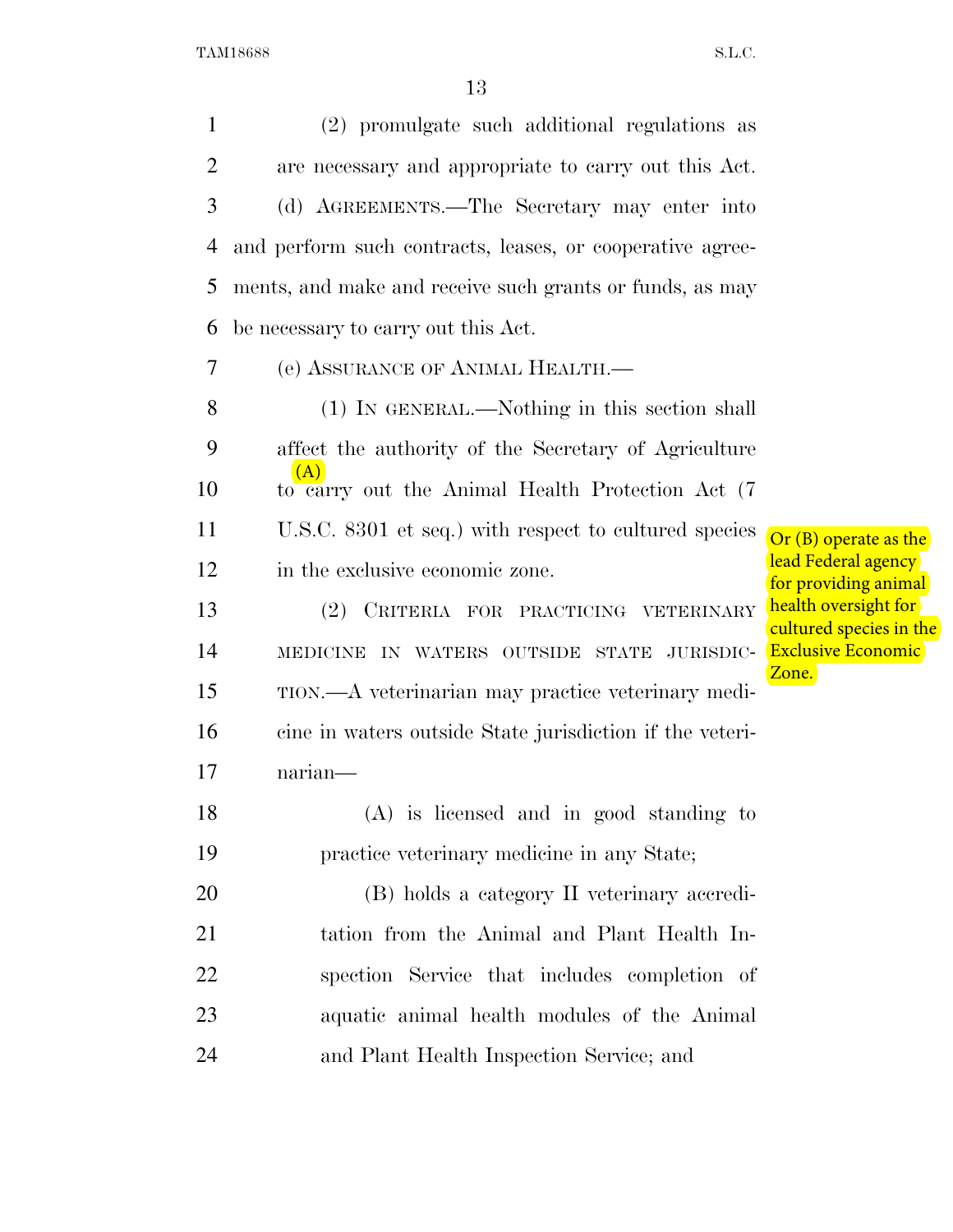(2) promulgate such additional regulations as are necessary and appropriate to carry out this Act.

(d) AGREEMENTS.—The Secretary may enter into and perform such contracts, leases, or cooperative agreements, and make and receive such grants or funds, as may be necessary to carry out this Act.

(e) ASSURANCE OF ANIMAL HEALTH.—

(1) IN GENERAL.—Nothing in this section shall affect the authority of the Secretary of Agriculture to (A) carry out the Animal Health Protection Act (7 U.S.C. 8301 et seq.) with respect to cultured species in the exclusive economic zone.

Or (B) operate as the lead Federal agency for providing animal health oversight for cultured species in the Exclusive Economic Zone.

(2) CRITERIA FOR PRACTICING VETERINARY MEDICINE IN WATERS OUTSIDE STATE JURISDICTION.—A veterinarian may practice veterinary medicine in waters outside State jurisdiction if the veterinarian—

(A) is licensed and in good standing to practice veterinary medicine in any State;

(B) holds a category II veterinary accreditation from the Animal and Plant Health Inspection Service that includes completion of aquatic animal health modules of the Animal and Plant Health Inspection Service; and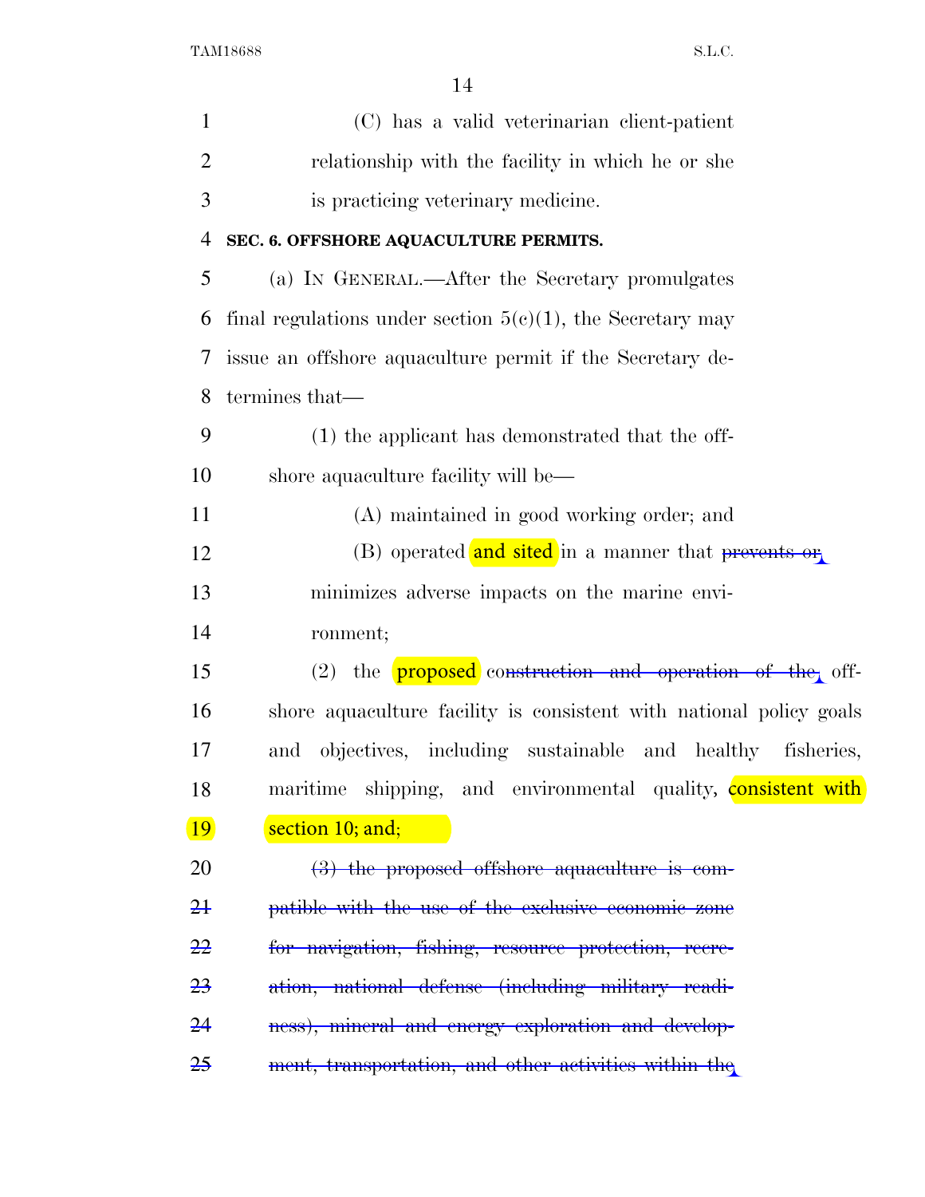(C) has a valid veterinarian client-patient relationship with the facility in which he or she is practicing veterinary medicine.

**SEC. 6. OFFSHORE AQUACULTURE PERMITS.**

(a) IN GENERAL.—After the Secretary promulgates final regulations under section 5(c)(1), the Secretary may issue an offshore aquaculture permit if the Secretary determines that—

(1) the applicant has demonstrated that the offshore aquaculture facility will be—

(A) maintained in good working order; and

(B) operated and sited in a manner that ~~prevents or~~ minimizes adverse impacts on the marine environment;

(2) the proposed co~~nstruction and operation of the~~ offshore aquaculture facility is consistent with national policy goals and objectives, including sustainable and healthy fisheries, maritime shipping, and environmental quality, consistent with section 10; and;

~~(3) the proposed offshore aquaculture is compatible with the use of the exclusive economic zone for navigation, fishing, resource protection, recreation, national defense (including military readiness), mineral and energy exploration and development, transportation, and other activities within the~~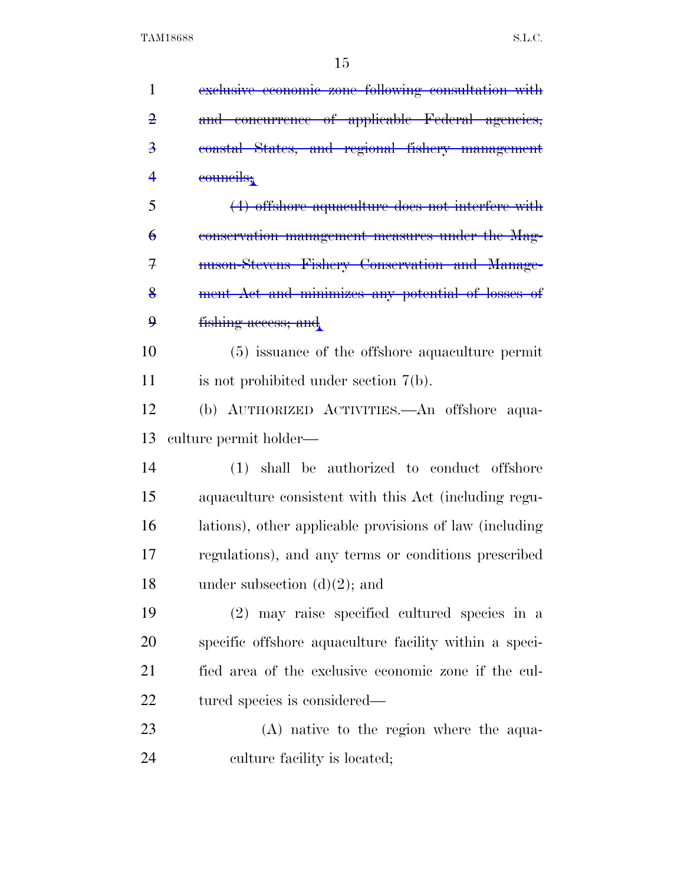~~exclusive economic zone following consultation with and concurrence of applicable Federal agencies, coastal States, and regional fishery management councils;~~

~~(4) offshore aquaculture does not interfere with conservation management measures under the Magnuson-Stevens Fishery Conservation and Management Act and minimizes any potential of losses of fishing access; and~~

(5) issuance of the offshore aquaculture permit is not prohibited under section 7(b).

(b) AUTHORIZED ACTIVITIES.—An offshore aquaculture permit holder—

(1) shall be authorized to conduct offshore aquaculture consistent with this Act (including regulations), other applicable provisions of law (including regulations), and any terms or conditions prescribed under subsection (d)(2); and

(2) may raise specified cultured species in a specific offshore aquaculture facility within a specified area of the exclusive economic zone if the cultured species is considered—

(A) native to the region where the aquaculture facility is located;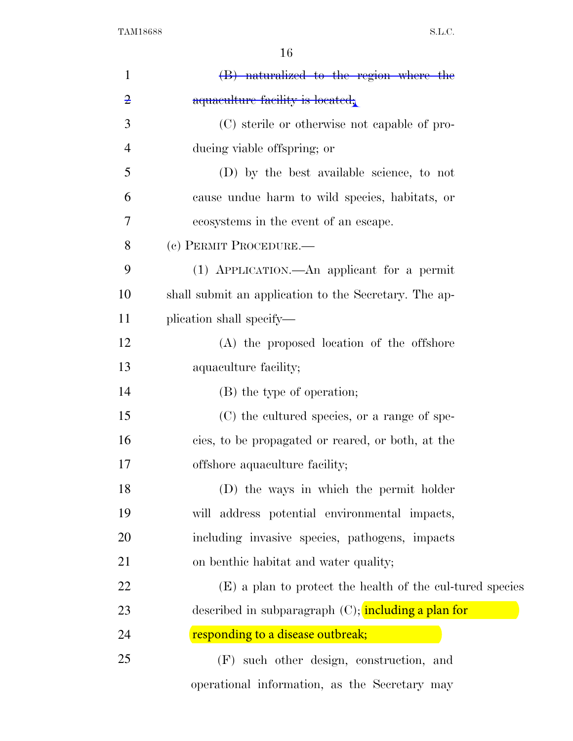~~(B) naturalized to the region where the aquaculture facility is located;~~

(C) sterile or otherwise not capable of producing viable offspring; or

(D) by the best available science, to not cause undue harm to wild species, habitats, or ecosystems in the event of an escape.

(c) PERMIT PROCEDURE.—

(1) APPLICATION.—An applicant for a permit shall submit an application to the Secretary. The application shall specify—

(A) the proposed location of the offshore aquaculture facility;

(B) the type of operation;

(C) the cultured species, or a range of species, to be propagated or reared, or both, at the offshore aquaculture facility;

(D) the ways in which the permit holder will address potential environmental impacts, including invasive species, pathogens, impacts on benthic habitat and water quality;

(E) a plan to protect the health of the cul-tured species described in subparagraph (C); including a plan for responding to a disease outbreak;

(F) such other design, construction, and operational information, as the Secretary may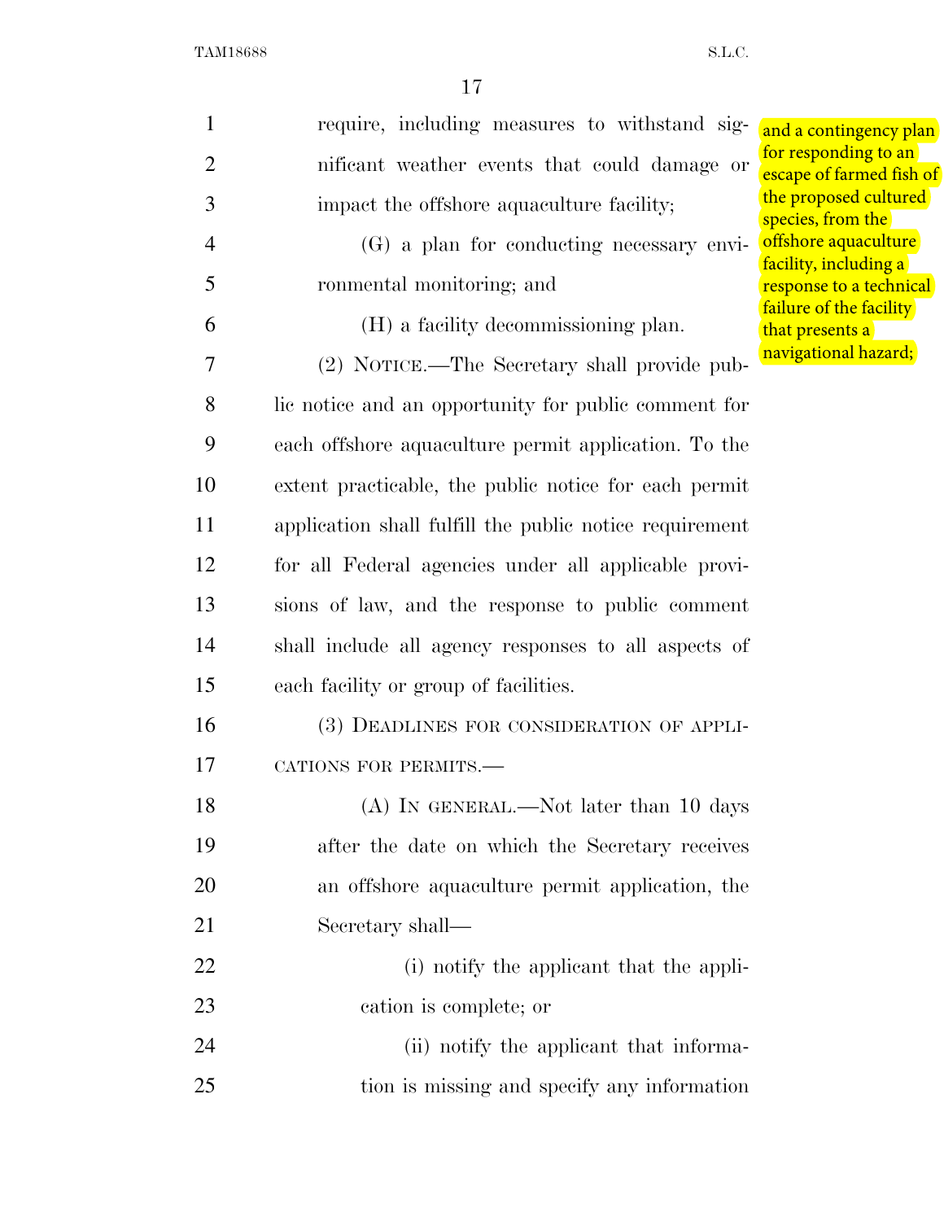require, including measures to withstand significant weather events that could damage or impact the offshore aquaculture facility;

(G) a plan for conducting necessary environmental monitoring; and

(H) a facility decommissioning plan.

and a contingency plan for responding to an escape of farmed fish of the proposed cultured species, from the offshore aquaculture facility, including a response to a technical failure of the facility that presents a navigational hazard;

(2) NOTICE.—The Secretary shall provide public notice and an opportunity for public comment for each offshore aquaculture permit application. To the extent practicable, the public notice for each permit application shall fulfill the public notice requirement for all Federal agencies under all applicable provisions of law, and the response to public comment shall include all agency responses to all aspects of each facility or group of facilities.

(3) DEADLINES FOR CONSIDERATION OF APPLICATIONS FOR PERMITS.—

(A) IN GENERAL.—Not later than 10 days after the date on which the Secretary receives an offshore aquaculture permit application, the Secretary shall—

(i) notify the applicant that the application is complete; or

(ii) notify the applicant that information is missing and specify any information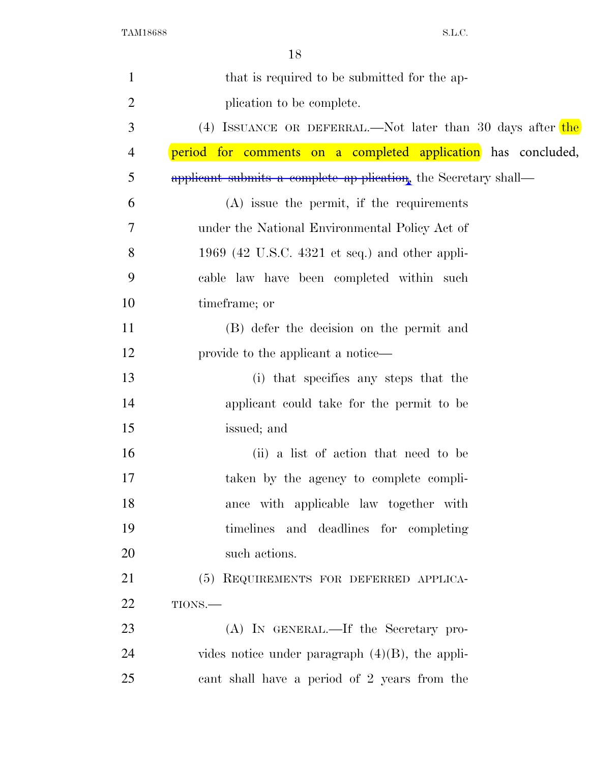that is required to be submitted for the application to be complete.

(4) ISSUANCE OR DEFERRAL.—Not later than 30 days after the period for comments on a completed application has concluded, ~~applicant submits a complete application,~~ the Secretary shall—

(A) issue the permit, if the requirements under the National Environmental Policy Act of 1969 (42 U.S.C. 4321 et seq.) and other applicable law have been completed within such timeframe; or

(B) defer the decision on the permit and provide to the applicant a notice—

(i) that specifies any steps that the applicant could take for the permit to be issued; and

(ii) a list of action that need to be taken by the agency to complete compliance with applicable law together with timelines and deadlines for completing such actions.

(5) REQUIREMENTS FOR DEFERRED APPLICATIONS.—

(A) IN GENERAL.—If the Secretary provides notice under paragraph (4)(B), the applicant shall have a period of 2 years from the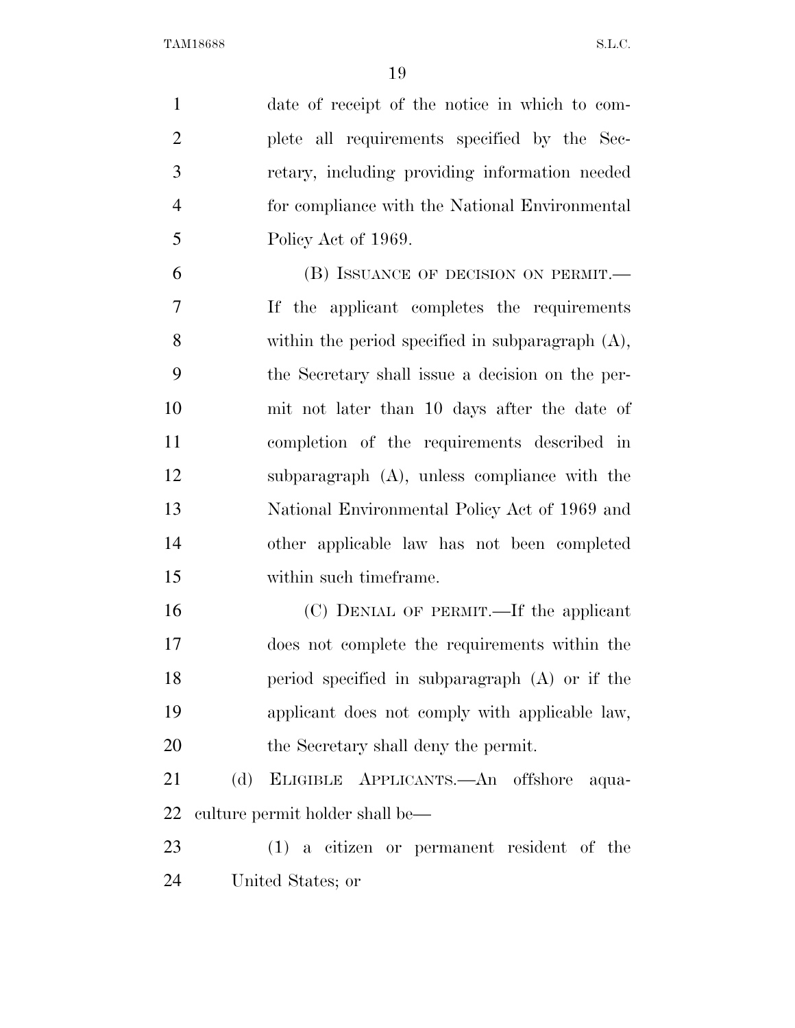date of receipt of the notice in which to complete all requirements specified by the Secretary, including providing information needed for compliance with the National Environmental Policy Act of 1969.

(B) ISSUANCE OF DECISION ON PERMIT.—If the applicant completes the requirements within the period specified in subparagraph (A), the Secretary shall issue a decision on the permit not later than 10 days after the date of completion of the requirements described in subparagraph (A), unless compliance with the National Environmental Policy Act of 1969 and other applicable law has not been completed within such timeframe.

(C) DENIAL OF PERMIT.—If the applicant does not complete the requirements within the period specified in subparagraph (A) or if the applicant does not comply with applicable law, the Secretary shall deny the permit.

(d) ELIGIBLE APPLICANTS.—An offshore aquaculture permit holder shall be—

(1) a citizen or permanent resident of the United States; or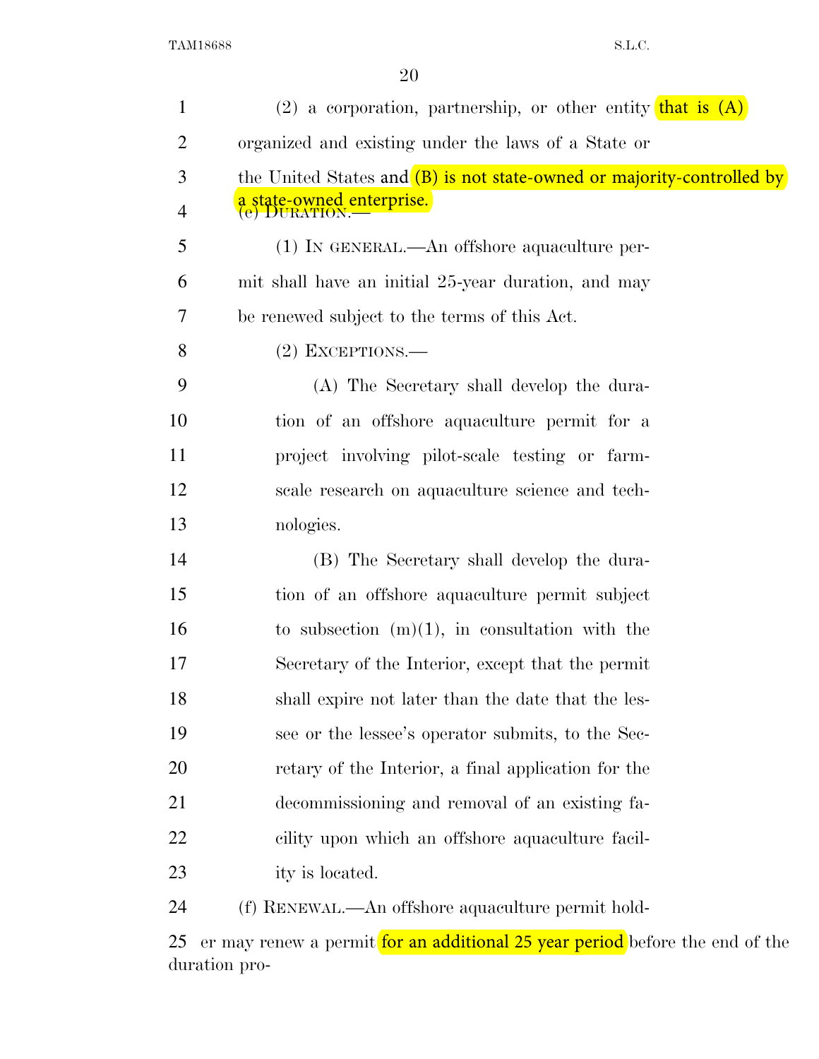(2) a corporation, partnership, or other entity that is (A) organized and existing under the laws of a State or the United States and (B) is not state-owned or majority-controlled by a state-owned enterprise.

(e) DURATION.—

(1) IN GENERAL.—An offshore aquaculture permit shall have an initial 25-year duration, and may be renewed subject to the terms of this Act.

(2) EXCEPTIONS.—

(A) The Secretary shall develop the duration of an offshore aquaculture permit for a project involving pilot-scale testing or farm-scale research on aquaculture science and technologies.

(B) The Secretary shall develop the duration of an offshore aquaculture permit subject to subsection (m)(1), in consultation with the Secretary of the Interior, except that the permit shall expire not later than the date that the lessee or the lessee's operator submits, to the Secretary of the Interior, a final application for the decommissioning and removal of an existing facility upon which an offshore aquaculture facility is located.

(f) RENEWAL.—An offshore aquaculture permit holder may renew a permit for an additional 25 year period before the end of the duration pro-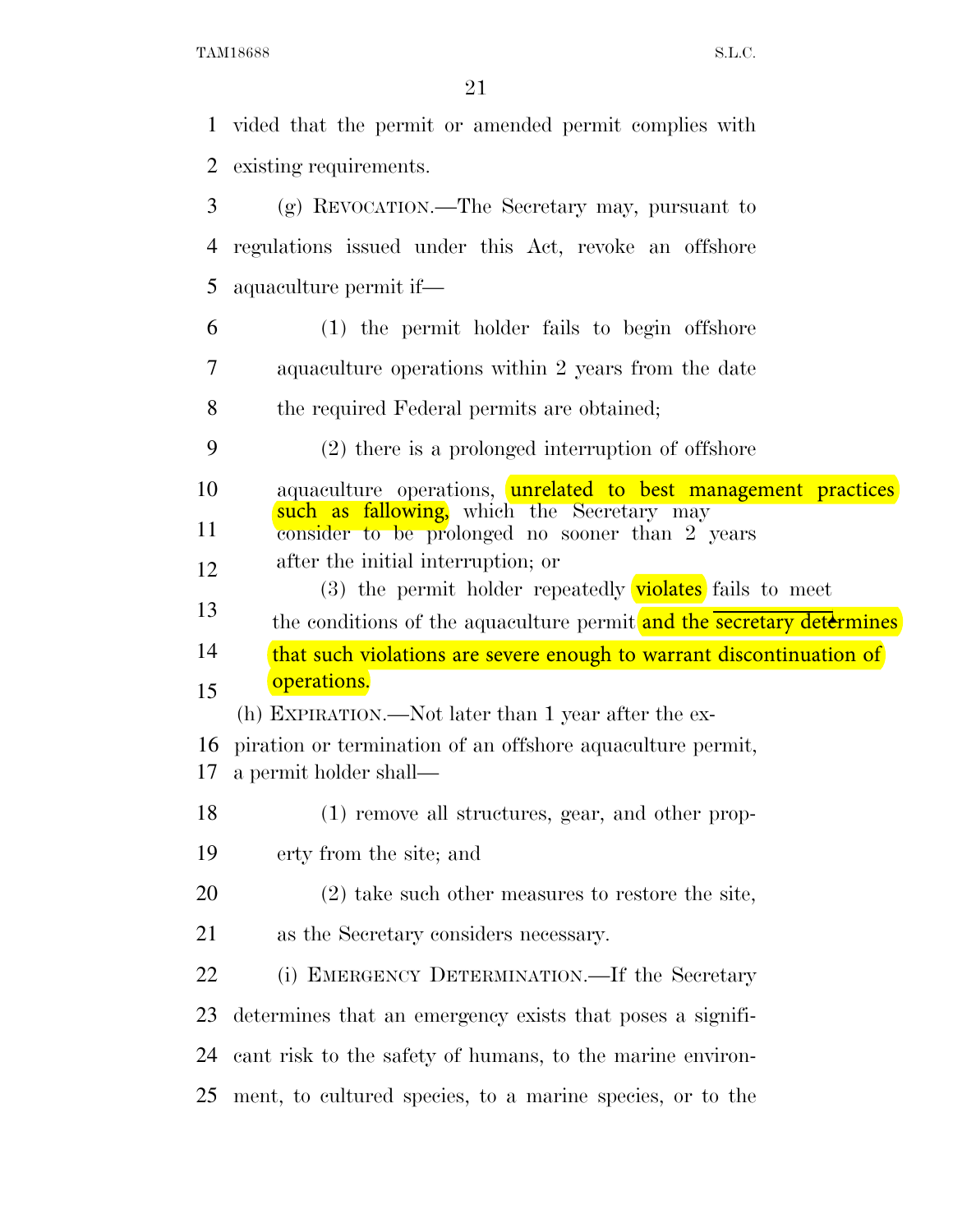vided that the permit or amended permit complies with existing requirements.

(g) REVOCATION.—The Secretary may, pursuant to regulations issued under this Act, revoke an offshore aquaculture permit if—

(1) the permit holder fails to begin offshore aquaculture operations within 2 years from the date the required Federal permits are obtained;

(2) there is a prolonged interruption of offshore aquaculture operations, unrelated to best management practices such as fallowing, which the Secretary may consider to be prolonged no sooner than 2 years after the initial interruption; or

(3) the permit holder repeatedly violates fails to meet the conditions of the aquaculture permit and the secretary determines that such violations are severe enough to warrant discontinuation of operations.

(h) EXPIRATION.—Not later than 1 year after the expiration or termination of an offshore aquaculture permit, a permit holder shall—

(1) remove all structures, gear, and other property from the site; and

(2) take such other measures to restore the site, as the Secretary considers necessary.

(i) EMERGENCY DETERMINATION.—If the Secretary determines that an emergency exists that poses a significant risk to the safety of humans, to the marine environment, to cultured species, to a marine species, or to the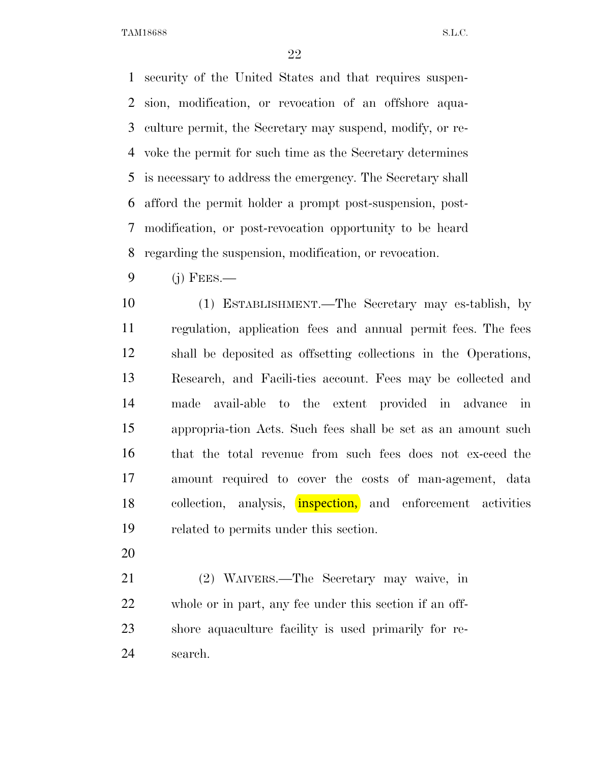security of the United States and that requires suspension, modification, or revocation of an offshore aquaculture permit, the Secretary may suspend, modify, or revoke the permit for such time as the Secretary determines is necessary to address the emergency. The Secretary shall afford the permit holder a prompt post-suspension, post-modification, or post-revocation opportunity to be heard regarding the suspension, modification, or revocation.

(j) FEES.—

(1) ESTABLISHMENT.—The Secretary may es-tablish, by regulation, application fees and annual permit fees. The fees shall be deposited as offsetting collections in the Operations, Research, and Facili-ties account. Fees may be collected and made avail-able to the extent provided in advance in appropria-tion Acts. Such fees shall be set as an amount such that the total revenue from such fees does not ex-ceed the amount required to cover the costs of man-agement, data collection, analysis, inspection, and enforcement activities related to permits under this section.

(2) WAIVERS.—The Secretary may waive, in whole or in part, any fee under this section if an offshore aquaculture facility is used primarily for research.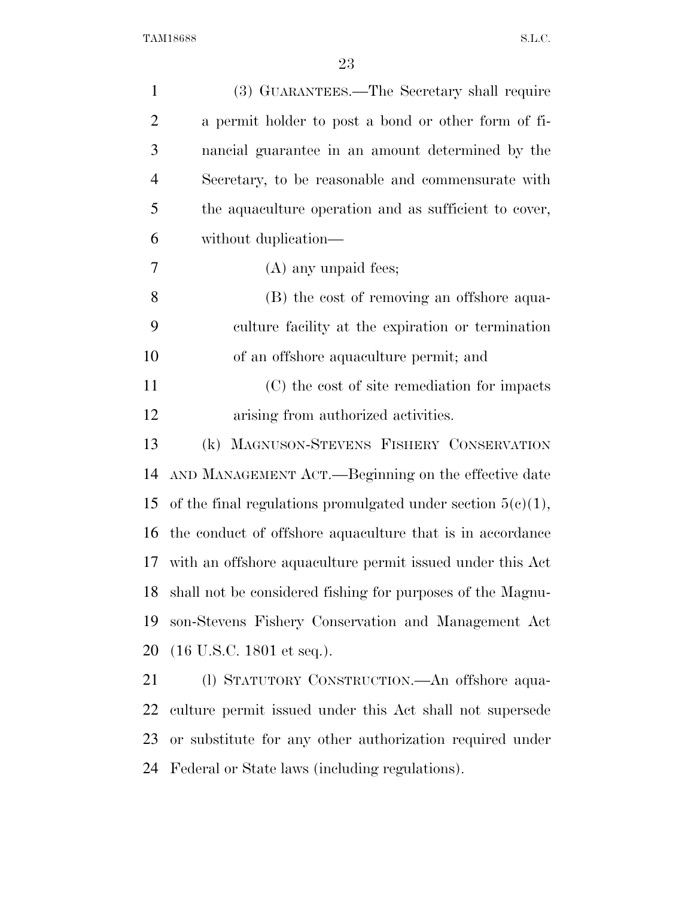(3) GUARANTEES.—The Secretary shall require a permit holder to post a bond or other form of financial guarantee in an amount determined by the Secretary, to be reasonable and commensurate with the aquaculture operation and as sufficient to cover, without duplication—

(A) any unpaid fees;

(B) the cost of removing an offshore aquaculture facility at the expiration or termination of an offshore aquaculture permit; and

(C) the cost of site remediation for impacts arising from authorized activities.

(k) MAGNUSON-STEVENS FISHERY CONSERVATION AND MANAGEMENT ACT.—Beginning on the effective date of the final regulations promulgated under section 5(c)(1), the conduct of offshore aquaculture that is in accordance with an offshore aquaculture permit issued under this Act shall not be considered fishing for purposes of the Magnuson-Stevens Fishery Conservation and Management Act (16 U.S.C. 1801 et seq.).

(l) STATUTORY CONSTRUCTION.—An offshore aquaculture permit issued under this Act shall not supersede or substitute for any other authorization required under Federal or State laws (including regulations).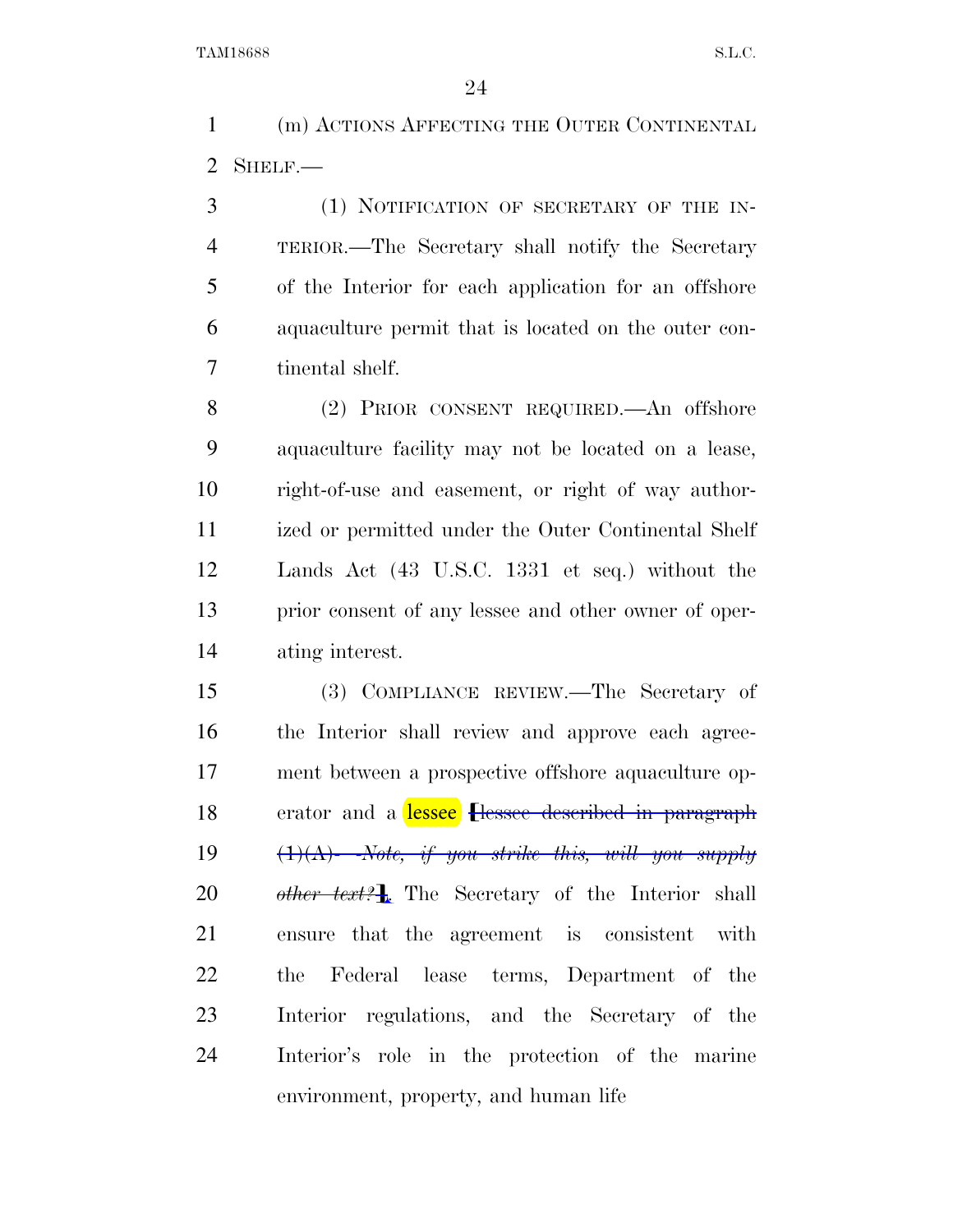(m) ACTIONS AFFECTING THE OUTER CONTINENTAL SHELF.—

(1) NOTIFICATION OF SECRETARY OF THE INTERIOR.—The Secretary shall notify the Secretary of the Interior for each application for an offshore aquaculture permit that is located on the outer continental shelf.

(2) PRIOR CONSENT REQUIRED.—An offshore aquaculture facility may not be located on a lease, right-of-use and easement, or right of way authorized or permitted under the Outer Continental Shelf Lands Act (43 U.S.C. 1331 et seq.) without the prior consent of any lessee and other owner of operating interest.

(3) COMPLIANCE REVIEW.—The Secretary of the Interior shall review and approve each agreement between a prospective offshore aquaculture operator and a lessee ~~[lessee described in paragraph (1)(A)- *Note, if you strike this, will you supply other text?*]~~. The Secretary of the Interior shall ensure that the agreement is consistent with the Federal lease terms, Department of the Interior regulations, and the Secretary of the Interior's role in the protection of the marine environment, property, and human life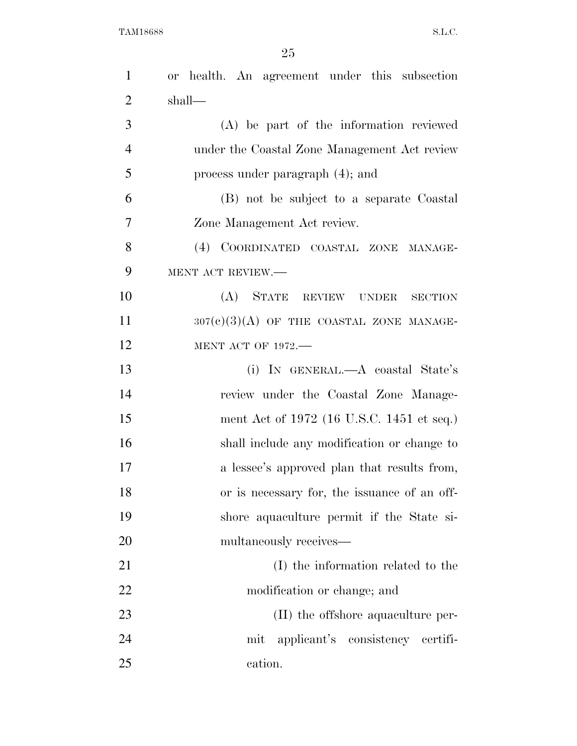or health. An agreement under this subsection shall—

(A) be part of the information reviewed under the Coastal Zone Management Act review process under paragraph (4); and

(B) not be subject to a separate Coastal Zone Management Act review.

(4) COORDINATED COASTAL ZONE MANAGEMENT ACT REVIEW.—

(A) STATE REVIEW UNDER SECTION 307(c)(3)(A) OF THE COASTAL ZONE MANAGEMENT ACT OF 1972.—

(i) IN GENERAL.—A coastal State's review under the Coastal Zone Management Act of 1972 (16 U.S.C. 1451 et seq.) shall include any modification or change to a lessee's approved plan that results from, or is necessary for, the issuance of an offshore aquaculture permit if the State simultaneously receives—

(I) the information related to the modification or change; and

(II) the offshore aquaculture permit applicant's consistency certification.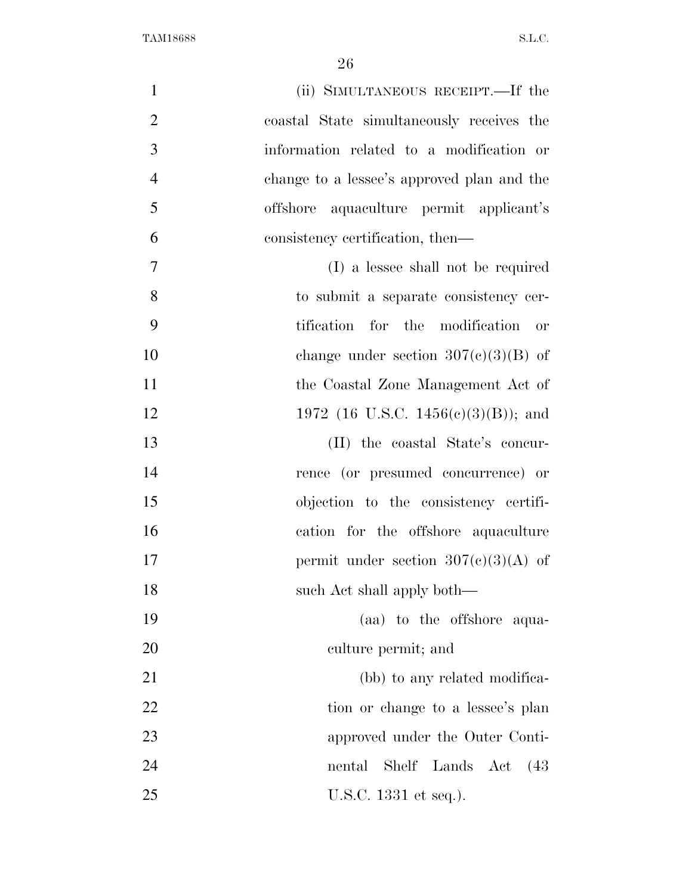(ii) SIMULTANEOUS RECEIPT.—If the coastal State simultaneously receives the information related to a modification or change to a lessee's approved plan and the offshore aquaculture permit applicant's consistency certification, then—

(I) a lessee shall not be required to submit a separate consistency certification for the modification or change under section 307(c)(3)(B) of the Coastal Zone Management Act of 1972 (16 U.S.C. 1456(c)(3)(B)); and

(II) the coastal State's concurrence (or presumed concurrence) or objection to the consistency certification for the offshore aquaculture permit under section 307(c)(3)(A) of such Act shall apply both—

(aa) to the offshore aquaculture permit; and

(bb) to any related modification or change to a lessee's plan approved under the Outer Continental Shelf Lands Act (43 U.S.C. 1331 et seq.).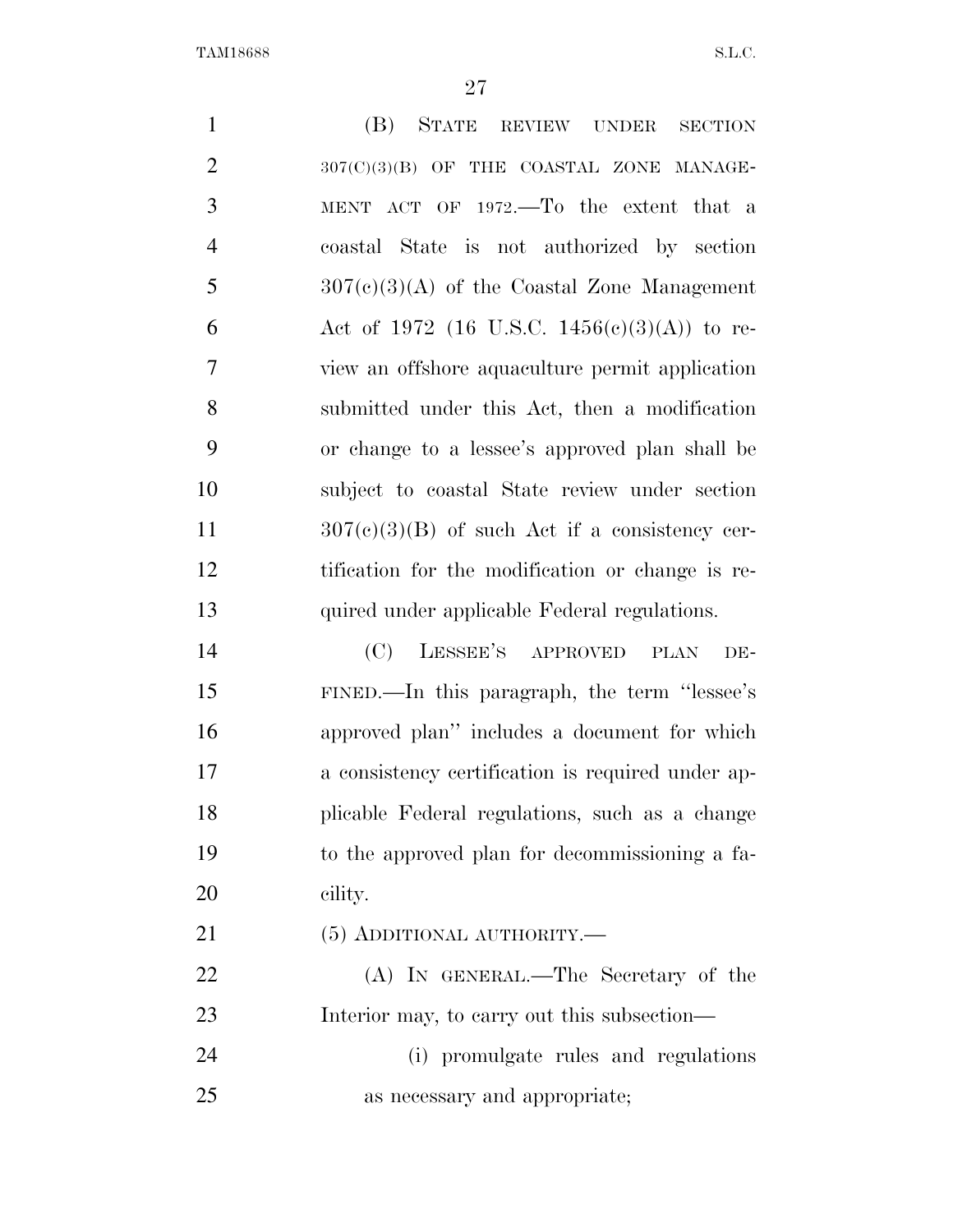(B) STATE REVIEW UNDER SECTION 307(C)(3)(B) OF THE COASTAL ZONE MANAGEMENT ACT OF 1972.—To the extent that a coastal State is not authorized by section 307(c)(3)(A) of the Coastal Zone Management Act of 1972 (16 U.S.C. 1456(c)(3)(A)) to review an offshore aquaculture permit application submitted under this Act, then a modification or change to a lessee's approved plan shall be subject to coastal State review under section 307(c)(3)(B) of such Act if a consistency certification for the modification or change is required under applicable Federal regulations.

(C) LESSEE'S APPROVED PLAN DEFINED.—In this paragraph, the term "lessee's approved plan" includes a document for which a consistency certification is required under applicable Federal regulations, such as a change to the approved plan for decommissioning a facility.

(5) ADDITIONAL AUTHORITY.—

(A) IN GENERAL.—The Secretary of the Interior may, to carry out this subsection—

(i) promulgate rules and regulations as necessary and appropriate;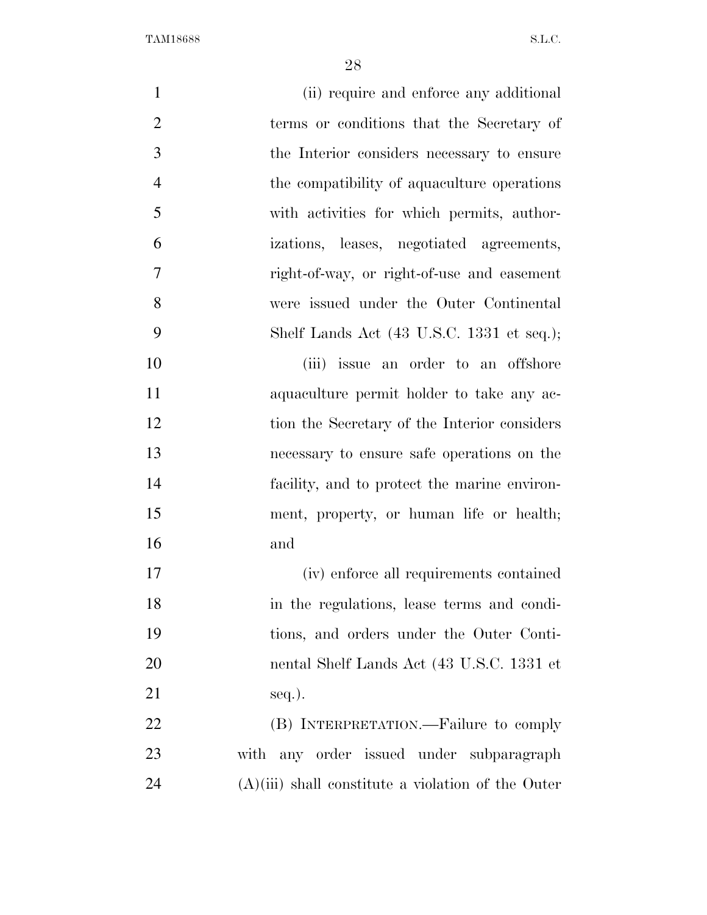(ii) require and enforce any additional terms or conditions that the Secretary of the Interior considers necessary to ensure the compatibility of aquaculture operations with activities for which permits, authorizations, leases, negotiated agreements, right-of-way, or right-of-use and easement were issued under the Outer Continental Shelf Lands Act (43 U.S.C. 1331 et seq.);

(iii) issue an order to an offshore aquaculture permit holder to take any action the Secretary of the Interior considers necessary to ensure safe operations on the facility, and to protect the marine environment, property, or human life or health; and

(iv) enforce all requirements contained in the regulations, lease terms and conditions, and orders under the Outer Continental Shelf Lands Act (43 U.S.C. 1331 et seq.).

(B) INTERPRETATION.—Failure to comply with any order issued under subparagraph (A)(iii) shall constitute a violation of the Outer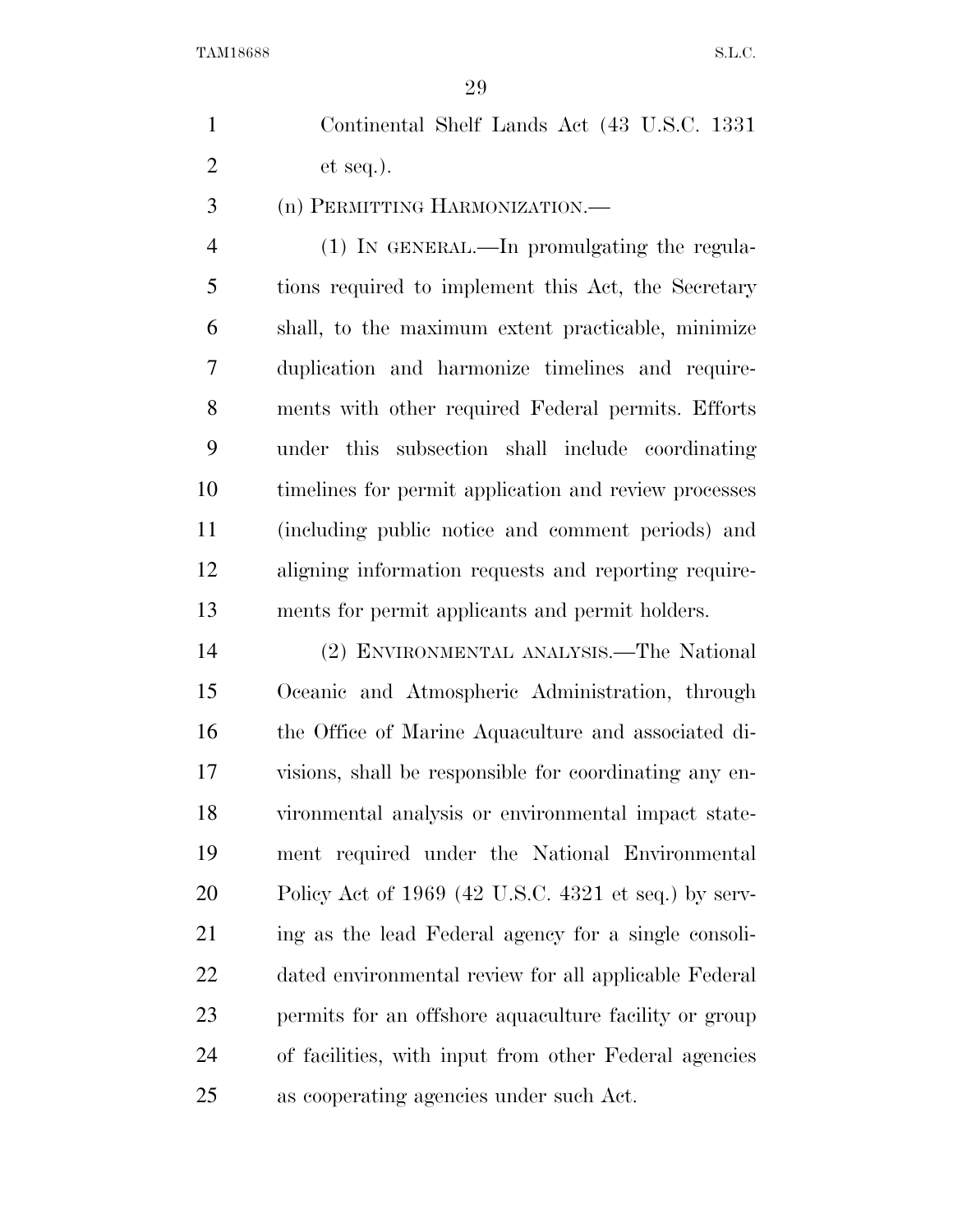Continental Shelf Lands Act (43 U.S.C. 1331 et seq.).

(n) PERMITTING HARMONIZATION.—

(1) IN GENERAL.—In promulgating the regulations required to implement this Act, the Secretary shall, to the maximum extent practicable, minimize duplication and harmonize timelines and requirements with other required Federal permits. Efforts under this subsection shall include coordinating timelines for permit application and review processes (including public notice and comment periods) and aligning information requests and reporting requirements for permit applicants and permit holders.

(2) ENVIRONMENTAL ANALYSIS.—The National Oceanic and Atmospheric Administration, through the Office of Marine Aquaculture and associated divisions, shall be responsible for coordinating any environmental analysis or environmental impact statement required under the National Environmental Policy Act of 1969 (42 U.S.C. 4321 et seq.) by serving as the lead Federal agency for a single consolidated environmental review for all applicable Federal permits for an offshore aquaculture facility or group of facilities, with input from other Federal agencies as cooperating agencies under such Act.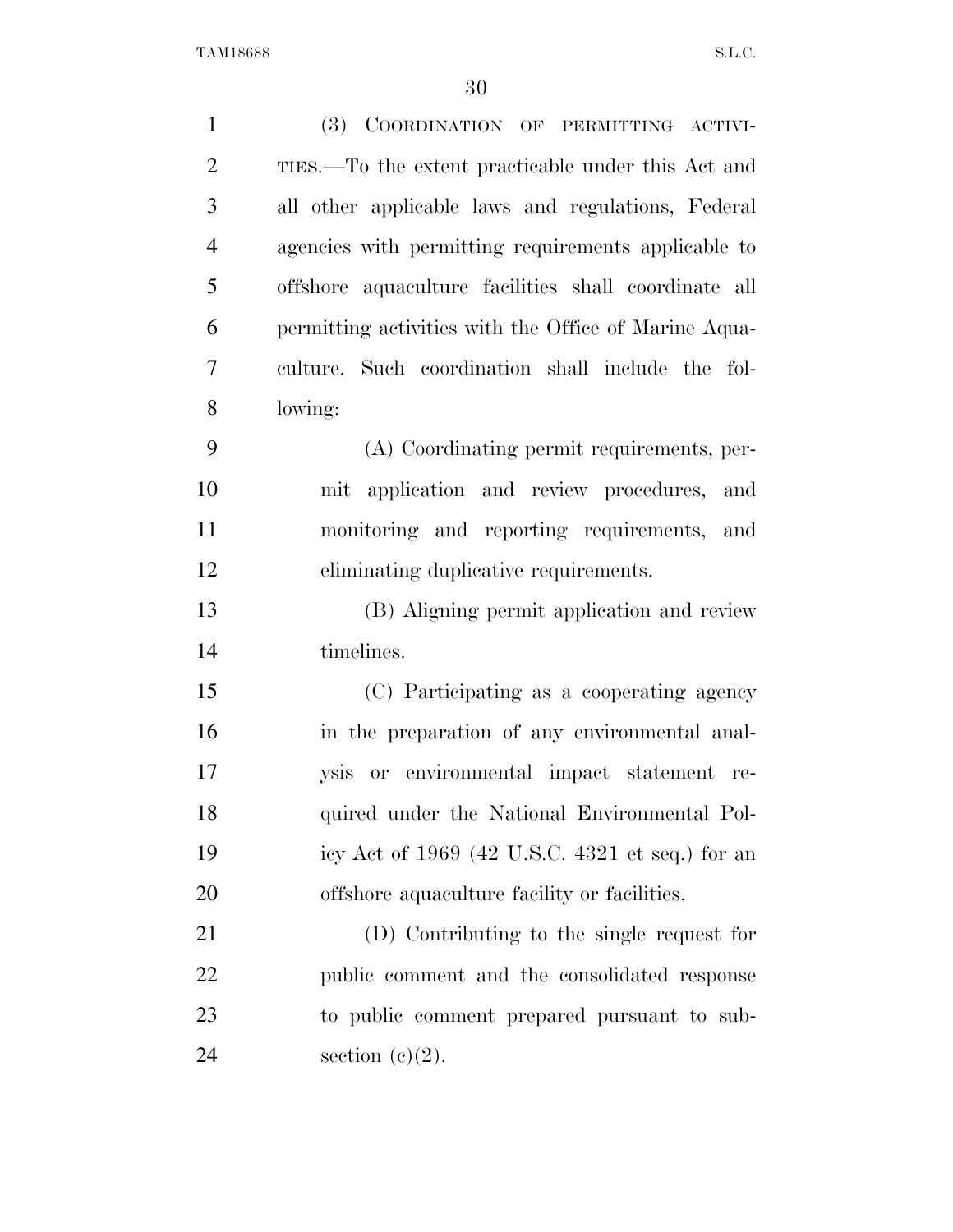(3) COORDINATION OF PERMITTING ACTIVITIES.—To the extent practicable under this Act and all other applicable laws and regulations, Federal agencies with permitting requirements applicable to offshore aquaculture facilities shall coordinate all permitting activities with the Office of Marine Aquaculture. Such coordination shall include the following:

(A) Coordinating permit requirements, permit application and review procedures, and monitoring and reporting requirements, and eliminating duplicative requirements.

(B) Aligning permit application and review timelines.

(C) Participating as a cooperating agency in the preparation of any environmental analysis or environmental impact statement required under the National Environmental Policy Act of 1969 (42 U.S.C. 4321 et seq.) for an offshore aquaculture facility or facilities.

(D) Contributing to the single request for public comment and the consolidated response to public comment prepared pursuant to subsection (c)(2).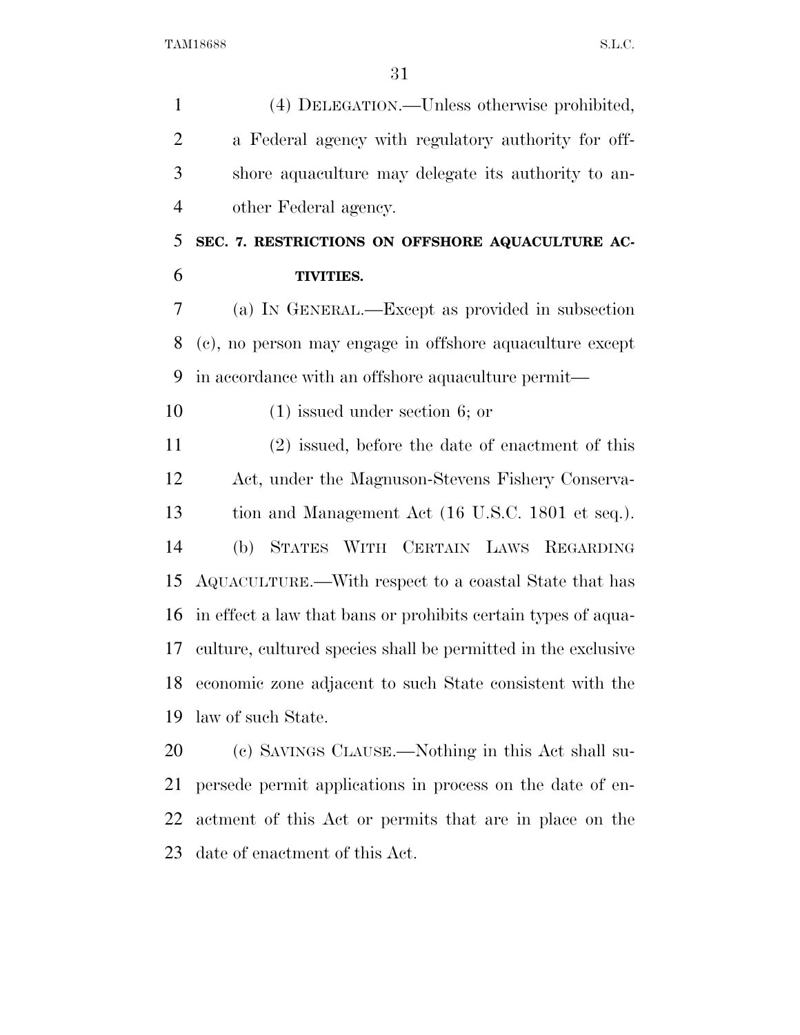(4) DELEGATION.—Unless otherwise prohibited, a Federal agency with regulatory authority for offshore aquaculture may delegate its authority to another Federal agency.

## SEC. 7. RESTRICTIONS ON OFFSHORE AQUACULTURE ACTIVITIES.

(a) IN GENERAL.—Except as provided in subsection (c), no person may engage in offshore aquaculture except in accordance with an offshore aquaculture permit—

(1) issued under section 6; or

(2) issued, before the date of enactment of this Act, under the Magnuson-Stevens Fishery Conservation and Management Act (16 U.S.C. 1801 et seq.).

(b) STATES WITH CERTAIN LAWS REGARDING AQUACULTURE.—With respect to a coastal State that has in effect a law that bans or prohibits certain types of aquaculture, cultured species shall be permitted in the exclusive economic zone adjacent to such State consistent with the law of such State.

(c) SAVINGS CLAUSE.—Nothing in this Act shall supersede permit applications in process on the date of enactment of this Act or permits that are in place on the date of enactment of this Act.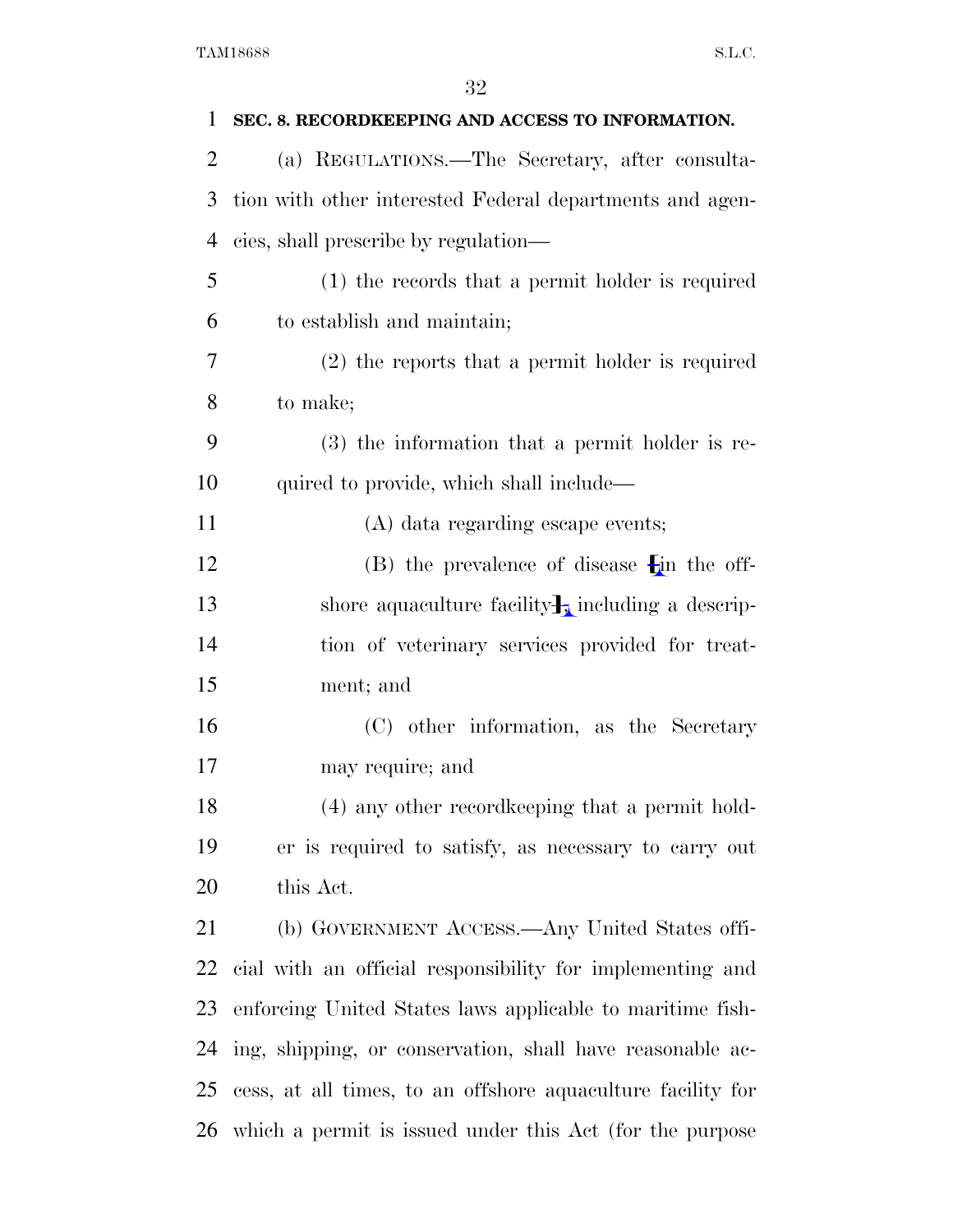**SEC. 8. RECORDKEEPING AND ACCESS TO INFORMATION.**

(a) REGULATIONS.—The Secretary, after consultation with other interested Federal departments and agencies, shall prescribe by regulation—

(1) the records that a permit holder is required to establish and maintain;

(2) the reports that a permit holder is required to make;

(3) the information that a permit holder is required to provide, which shall include—

(A) data regarding escape events;

(B) the prevalence of disease [in the offshore aquaculture facility], including a description of veterinary services provided for treatment; and

(C) other information, as the Secretary may require; and

(4) any other recordkeeping that a permit holder is required to satisfy, as necessary to carry out this Act.

(b) GOVERNMENT ACCESS.—Any United States official with an official responsibility for implementing and enforcing United States laws applicable to maritime fishing, shipping, or conservation, shall have reasonable access, at all times, to an offshore aquaculture facility for which a permit is issued under this Act (for the purpose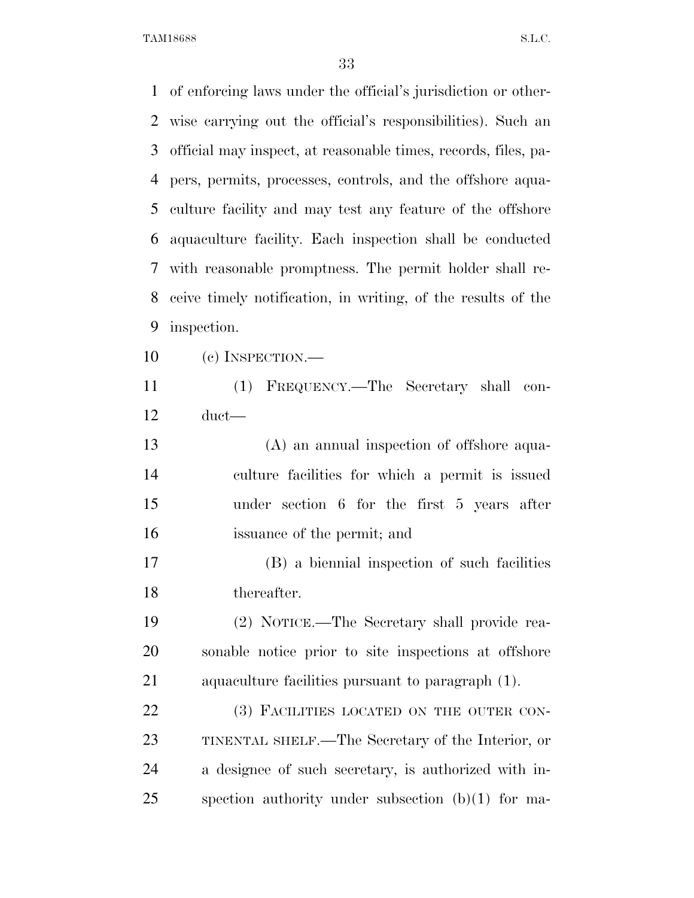of enforcing laws under the official's jurisdiction or otherwise carrying out the official's responsibilities). Such an official may inspect, at reasonable times, records, files, papers, permits, processes, controls, and the offshore aquaculture facility and may test any feature of the offshore aquaculture facility. Each inspection shall be conducted with reasonable promptness. The permit holder shall receive timely notification, in writing, of the results of the inspection.

(c) INSPECTION.—

(1) FREQUENCY.—The Secretary shall conduct—

(A) an annual inspection of offshore aquaculture facilities for which a permit is issued under section 6 for the first 5 years after issuance of the permit; and

(B) a biennial inspection of such facilities thereafter.

(2) NOTICE.—The Secretary shall provide reasonable notice prior to site inspections at offshore aquaculture facilities pursuant to paragraph (1).

(3) FACILITIES LOCATED ON THE OUTER CONTINENTAL SHELF.—The Secretary of the Interior, or a designee of such secretary, is authorized with inspection authority under subsection (b)(1) for ma-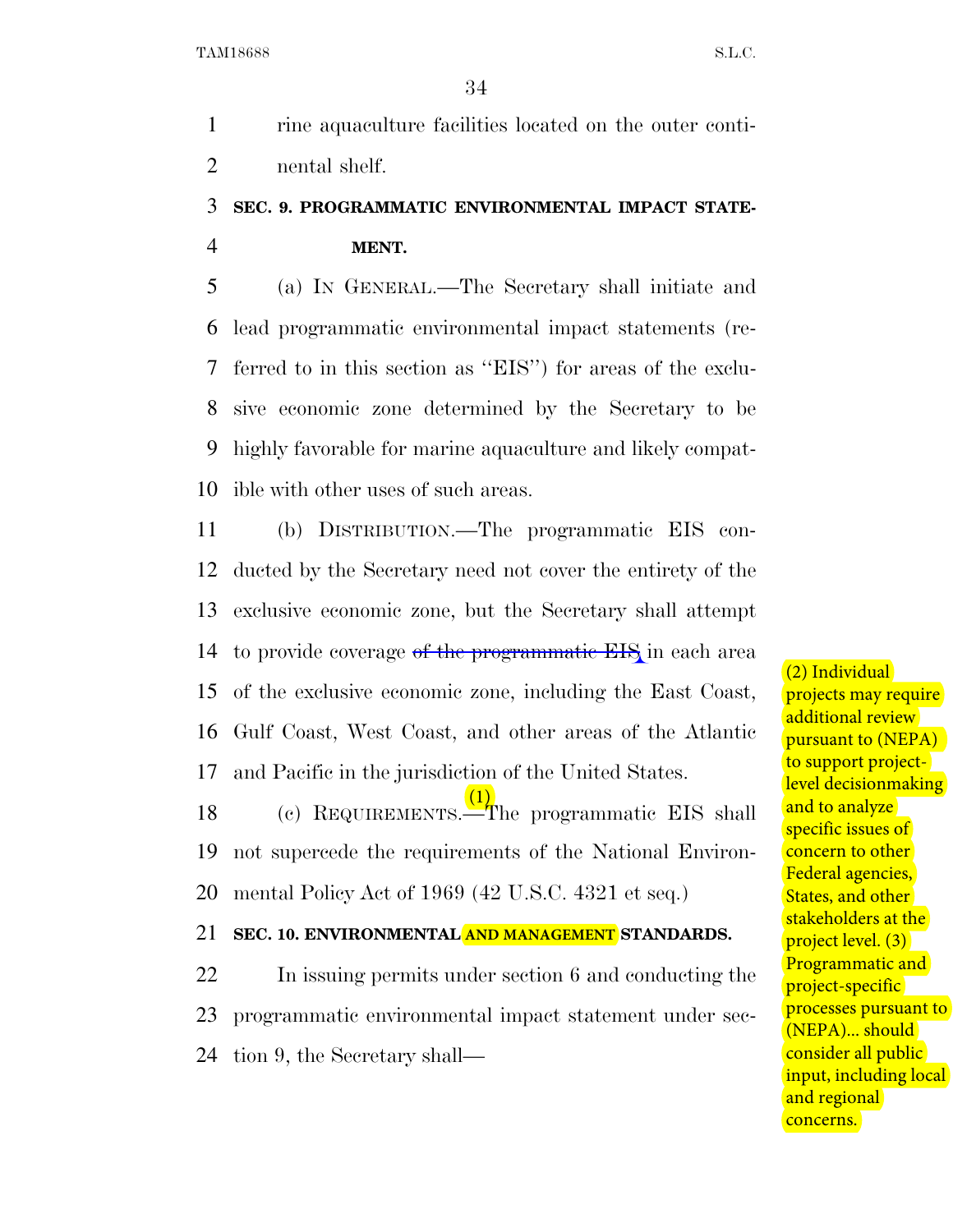rine aquaculture facilities located on the outer continental shelf.

## SEC. 9. PROGRAMMATIC ENVIRONMENTAL IMPACT STATEMENT.

(a) IN GENERAL.—The Secretary shall initiate and lead programmatic environmental impact statements (referred to in this section as ''EIS'') for areas of the exclusive economic zone determined by the Secretary to be highly favorable for marine aquaculture and likely compatible with other uses of such areas.

(b) DISTRIBUTION.—The programmatic EIS conducted by the Secretary need not cover the entirety of the exclusive economic zone, but the Secretary shall attempt to provide coverage ~~of the programmatic EIS~~ in each area of the exclusive economic zone, including the East Coast, Gulf Coast, West Coast, and other areas of the Atlantic and Pacific in the jurisdiction of the United States.

(c) REQUIREMENTS.—(1) The programmatic EIS shall not supercede the requirements of the National Environmental Policy Act of 1969 (42 U.S.C. 4321 et seq.)

(2) Individual projects may require additional review pursuant to (NEPA) to support project-level decisionmaking and to analyze specific issues of concern to other Federal agencies, States, and other stakeholders at the project level. (3) Programmatic and project-specific processes pursuant to (NEPA)... should consider all public input, including local and regional concerns.

## SEC. 10. ENVIRONMENTAL AND MANAGEMENT STANDARDS.

In issuing permits under section 6 and conducting the programmatic environmental impact statement under section 9, the Secretary shall—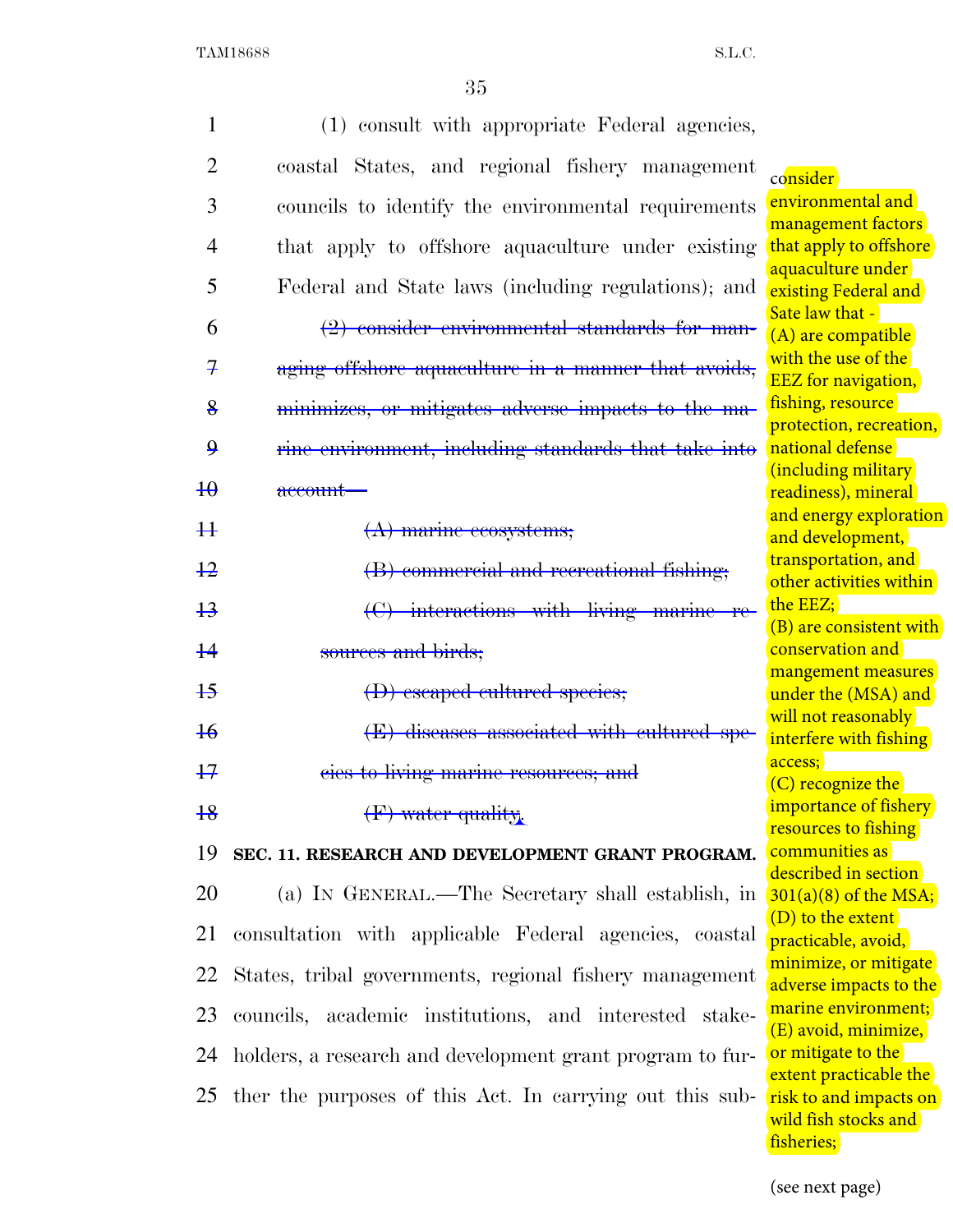(1) consult with appropriate Federal agencies, coastal States, and regional fishery management councils to identify the environmental requirements that apply to offshore aquaculture under existing Federal and State laws (including regulations); and

~~(2) consider environmental standards for managing offshore aquaculture in a manner that avoids, minimizes, or mitigates adverse impacts to the marine environment, including standards that take into account—~~

~~(A) marine ecosystems;~~

~~(B) commercial and recreational fishing;~~

~~(C) interactions with living marine resources and birds;~~

~~(D) escaped cultured species;~~

~~(E) diseases associated with cultured species to living marine resources; and~~

~~(F) water quality~~.

**SEC. 11. RESEARCH AND DEVELOPMENT GRANT PROGRAM.**

(a) IN GENERAL.—The Secretary shall establish, in consultation with applicable Federal agencies, coastal States, tribal governments, regional fishery management councils, academic institutions, and interested stakeholders, a research and development grant program to further the purposes of this Act. In carrying out this sub-

consider environmental and management factors that apply to offshore aquaculture under existing Federal and Sate law that -

(A) are compatible with the use of the EEZ for navigation, fishing, resource protection, recreation, national defense (including military readiness), mineral and energy exploration and development, transportation, and other activities within the EEZ;

(B) are consistent with conservation and mangement measures under the (MSA) and will not reasonably interfere with fishing access;

(C) recognize the importance of fishery resources to fishing communities as described in section 301(a)(8) of the MSA;

(D) to the extent practicable, avoid, minimize, or mitigate adverse impacts to the marine environment;

(E) avoid, minimize, or mitigate to the extent practicable the risk to and impacts on wild fish stocks and fisheries;

(see next page)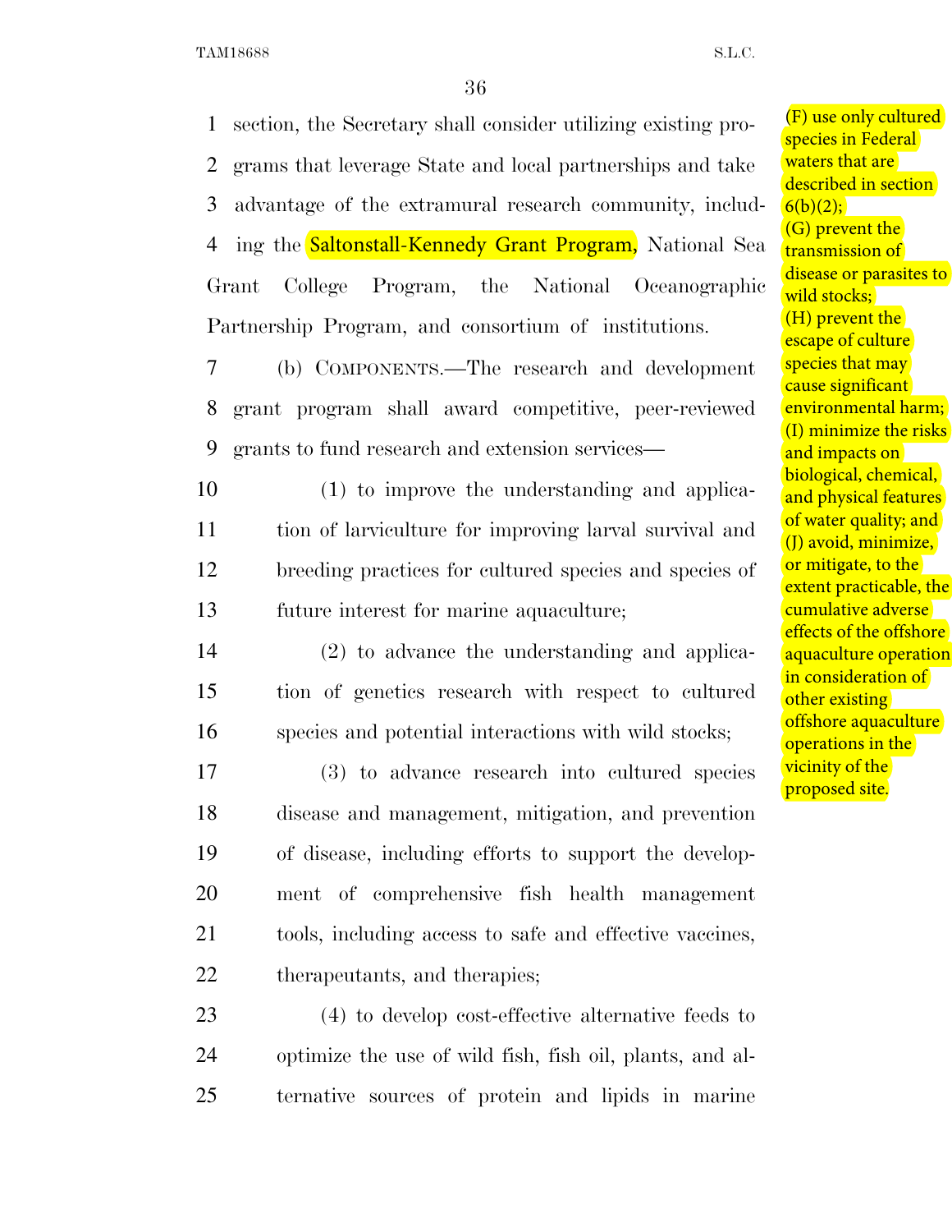section, the Secretary shall consider utilizing existing programs that leverage State and local partnerships and take advantage of the extramural research community, including the Saltonstall-Kennedy Grant Program, National Sea Grant College Program, the National Oceanographic Partnership Program, and consortium of institutions.

(b) COMPONENTS.—The research and development grant program shall award competitive, peer-reviewed grants to fund research and extension services—

(1) to improve the understanding and application of larviculture for improving larval survival and breeding practices for cultured species and species of future interest for marine aquaculture;

(2) to advance the understanding and application of genetics research with respect to cultured species and potential interactions with wild stocks;

(3) to advance research into cultured species disease and management, mitigation, and prevention of disease, including efforts to support the development of comprehensive fish health management tools, including access to safe and effective vaccines, therapeutants, and therapies;

(4) to develop cost-effective alternative feeds to optimize the use of wild fish, fish oil, plants, and alternative sources of protein and lipids in marine

(F) use only cultured species in Federal waters that are described in section 6(b)(2);
(G) prevent the transmission of disease or parasites to wild stocks;
(H) prevent the escape of culture species that may cause significant environmental harm;
(I) minimize the risks and impacts on biological, chemical, and physical features of water quality; and
(J) avoid, minimize, or mitigate, to the extent practicable, the cumulative adverse effects of the offshore aquaculture operation in consideration of other existing offshore aquaculture operations in the vicinity of the proposed site.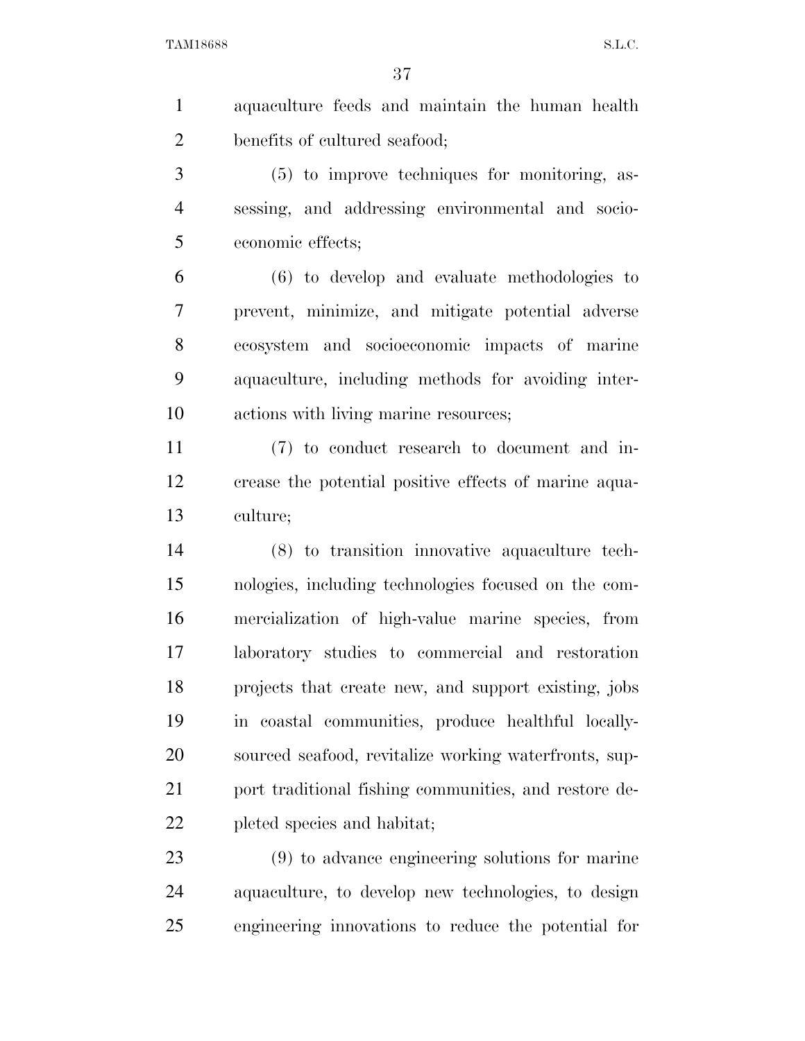aquaculture feeds and maintain the human health benefits of cultured seafood;

(5) to improve techniques for monitoring, assessing, and addressing environmental and socioeconomic effects;

(6) to develop and evaluate methodologies to prevent, minimize, and mitigate potential adverse ecosystem and socioeconomic impacts of marine aquaculture, including methods for avoiding interactions with living marine resources;

(7) to conduct research to document and increase the potential positive effects of marine aquaculture;

(8) to transition innovative aquaculture technologies, including technologies focused on the commercialization of high-value marine species, from laboratory studies to commercial and restoration projects that create new, and support existing, jobs in coastal communities, produce healthful locally-sourced seafood, revitalize working waterfronts, support traditional fishing communities, and restore depleted species and habitat;

(9) to advance engineering solutions for marine aquaculture, to develop new technologies, to design engineering innovations to reduce the potential for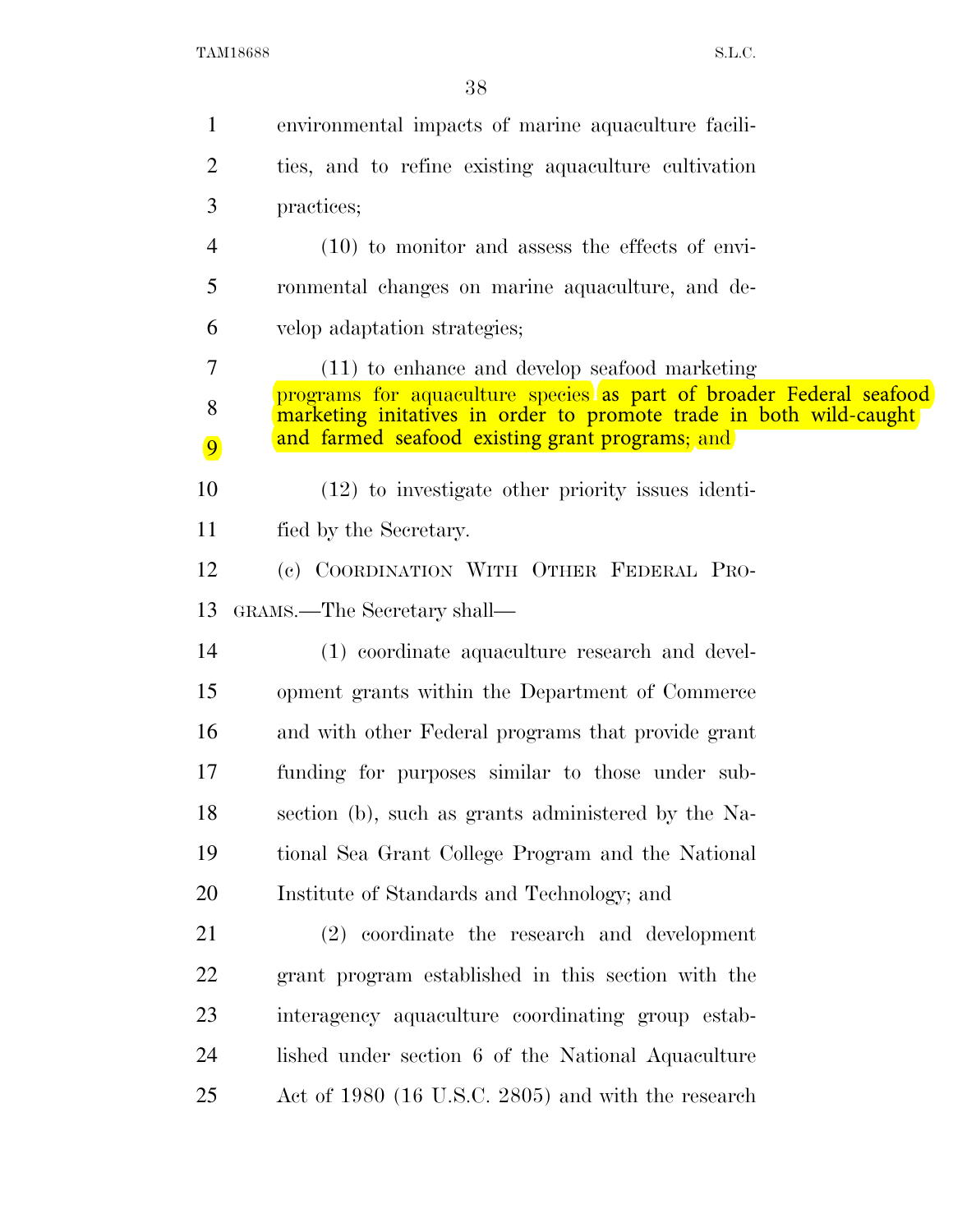environmental impacts of marine aquaculture facilities, and to refine existing aquaculture cultivation practices;

(10) to monitor and assess the effects of environmental changes on marine aquaculture, and develop adaptation strategies;

(11) to enhance and develop seafood marketing programs for aquaculture species as part of broader Federal seafood marketing initatives in order to promote trade in both wild-caught and farmed seafood existing grant programs; and

(12) to investigate other priority issues identified by the Secretary.

(c) COORDINATION WITH OTHER FEDERAL PROGRAMS.—The Secretary shall—

(1) coordinate aquaculture research and development grants within the Department of Commerce and with other Federal programs that provide grant funding for purposes similar to those under subsection (b), such as grants administered by the National Sea Grant College Program and the National Institute of Standards and Technology; and

(2) coordinate the research and development grant program established in this section with the interagency aquaculture coordinating group established under section 6 of the National Aquaculture Act of 1980 (16 U.S.C. 2805) and with the research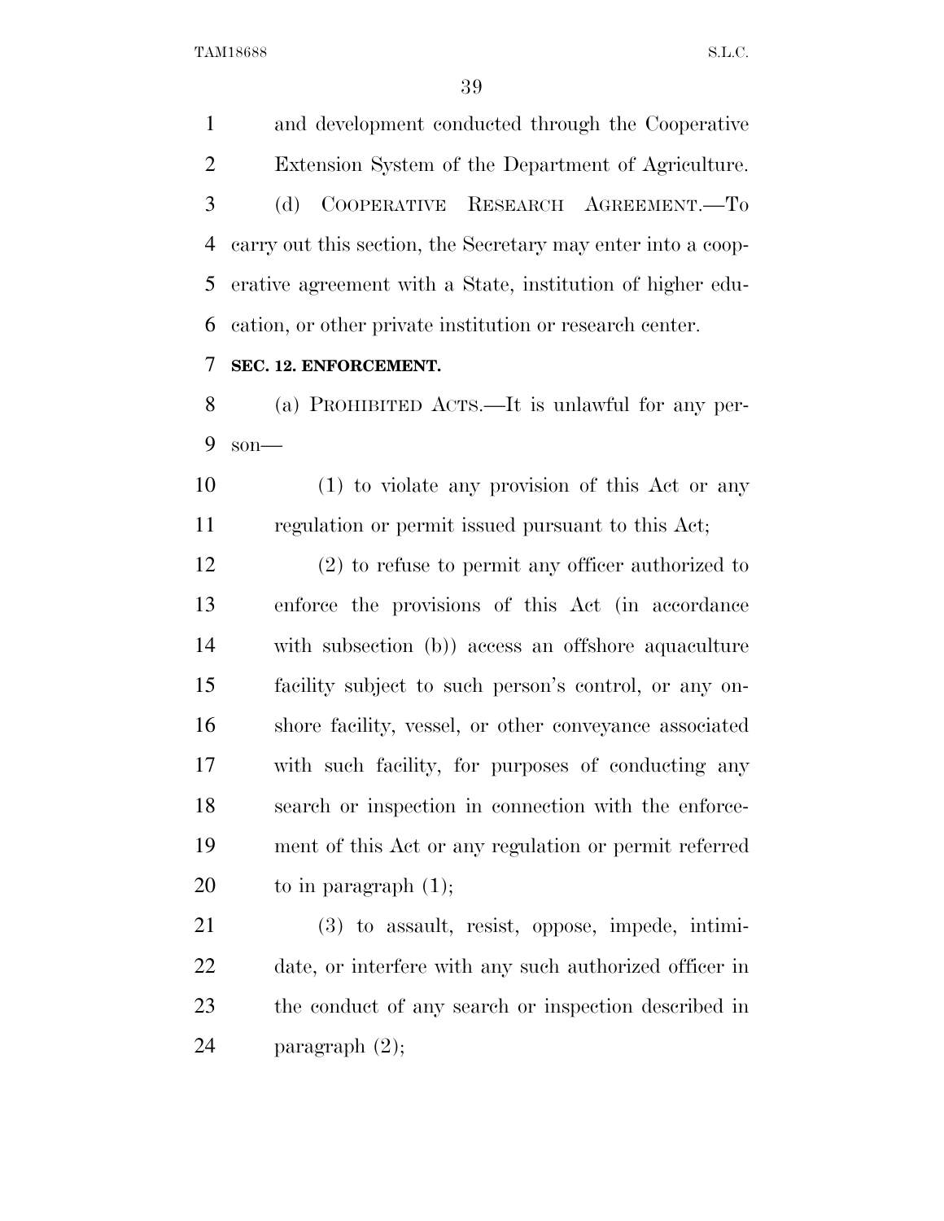and development conducted through the Cooperative Extension System of the Department of Agriculture.

(d) Cooperative Research Agreement.—To carry out this section, the Secretary may enter into a cooperative agreement with a State, institution of higher education, or other private institution or research center.

**SEC. 12. ENFORCEMENT.**

(a) Prohibited Acts.—It is unlawful for any person—

(1) to violate any provision of this Act or any regulation or permit issued pursuant to this Act;

(2) to refuse to permit any officer authorized to enforce the provisions of this Act (in accordance with subsection (b)) access an offshore aquaculture facility subject to such person's control, or any onshore facility, vessel, or other conveyance associated with such facility, for purposes of conducting any search or inspection in connection with the enforcement of this Act or any regulation or permit referred to in paragraph (1);

(3) to assault, resist, oppose, impede, intimidate, or interfere with any such authorized officer in the conduct of any search or inspection described in paragraph (2);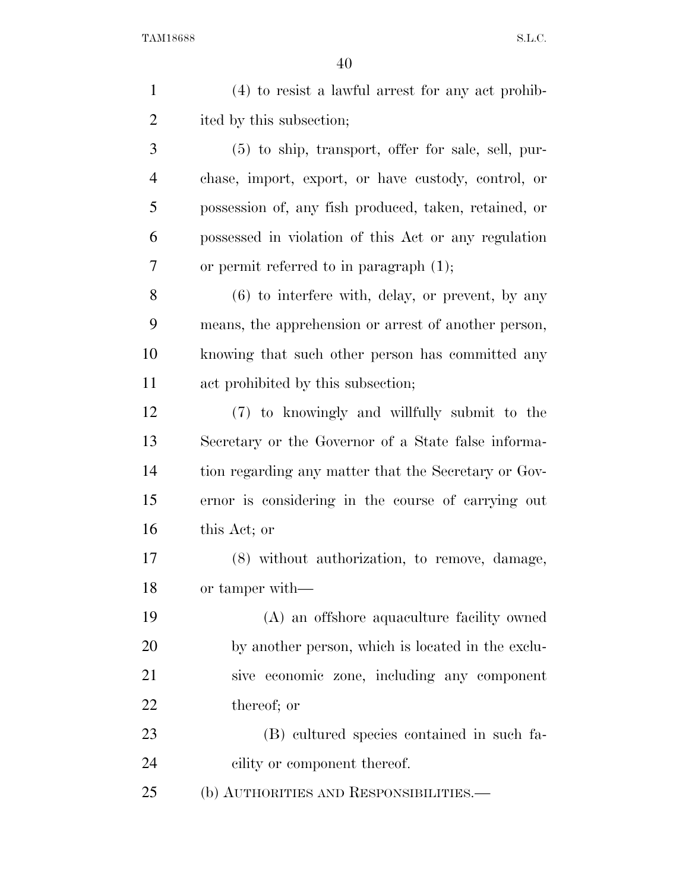(4) to resist a lawful arrest for any act prohibited by this subsection;

(5) to ship, transport, offer for sale, sell, purchase, import, export, or have custody, control, or possession of, any fish produced, taken, retained, or possessed in violation of this Act or any regulation or permit referred to in paragraph (1);

(6) to interfere with, delay, or prevent, by any means, the apprehension or arrest of another person, knowing that such other person has committed any act prohibited by this subsection;

(7) to knowingly and willfully submit to the Secretary or the Governor of a State false information regarding any matter that the Secretary or Governor is considering in the course of carrying out this Act; or

(8) without authorization, to remove, damage, or tamper with—

(A) an offshore aquaculture facility owned by another person, which is located in the exclusive economic zone, including any component thereof; or

(B) cultured species contained in such facility or component thereof.

(b) AUTHORITIES AND RESPONSIBILITIES.—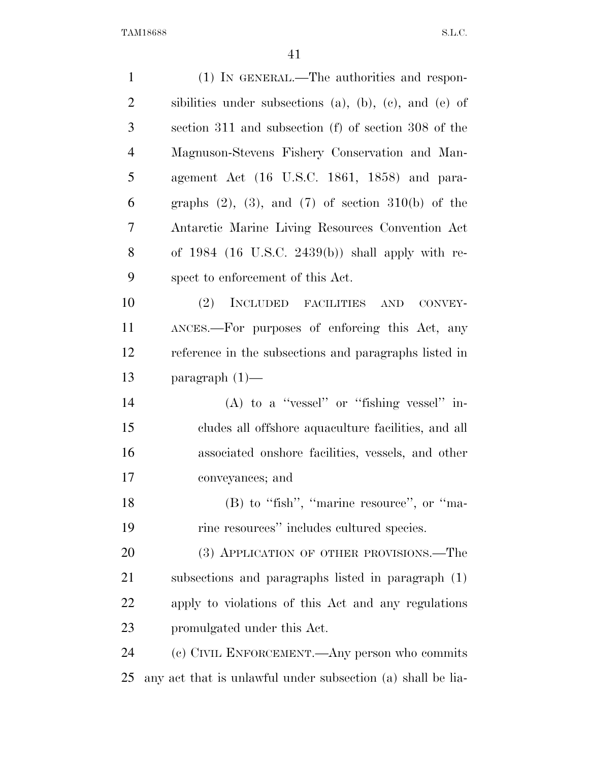(1) IN GENERAL.—The authorities and responsibilities under subsections (a), (b), (c), and (e) of section 311 and subsection (f) of section 308 of the Magnuson-Stevens Fishery Conservation and Management Act (16 U.S.C. 1861, 1858) and paragraphs (2), (3), and (7) of section 310(b) of the Antarctic Marine Living Resources Convention Act of 1984 (16 U.S.C. 2439(b)) shall apply with respect to enforcement of this Act.

(2) INCLUDED FACILITIES AND CONVEYANCES.—For purposes of enforcing this Act, any reference in the subsections and paragraphs listed in paragraph (1)—

(A) to a ''vessel'' or ''fishing vessel'' includes all offshore aquaculture facilities, and all associated onshore facilities, vessels, and other conveyances; and

(B) to ''fish'', ''marine resource'', or ''marine resources'' includes cultured species.

(3) APPLICATION OF OTHER PROVISIONS.—The subsections and paragraphs listed in paragraph (1) apply to violations of this Act and any regulations promulgated under this Act.

(c) CIVIL ENFORCEMENT.—Any person who commits any act that is unlawful under subsection (a) shall be lia-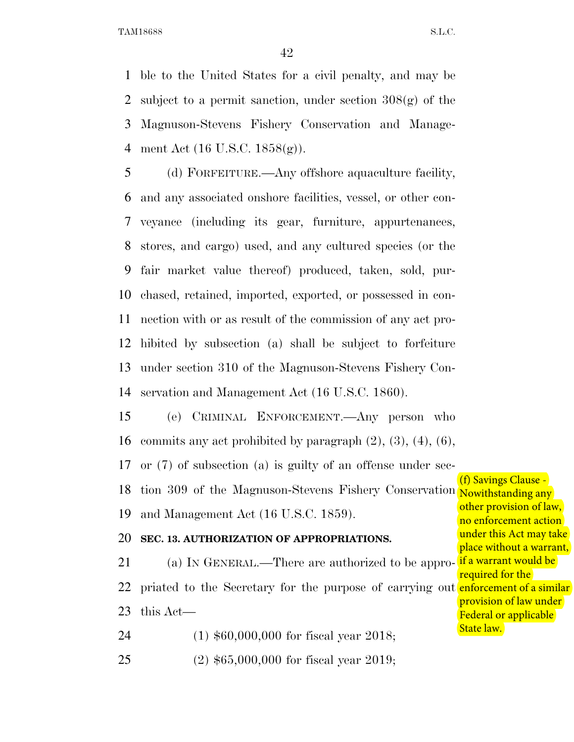ble to the United States for a civil penalty, and may be subject to a permit sanction, under section 308(g) of the Magnuson-Stevens Fishery Conservation and Management Act (16 U.S.C. 1858(g)).

(d) FORFEITURE.—Any offshore aquaculture facility, and any associated onshore facilities, vessel, or other conveyance (including its gear, furniture, appurtenances, stores, and cargo) used, and any cultured species (or the fair market value thereof) produced, taken, sold, purchased, retained, imported, exported, or possessed in connection with or as result of the commission of any act prohibited by subsection (a) shall be subject to forfeiture under section 310 of the Magnuson-Stevens Fishery Conservation and Management Act (16 U.S.C. 1860).

(e) CRIMINAL ENFORCEMENT.—Any person who commits any act prohibited by paragraph (2), (3), (4), (6), or (7) of subsection (a) is guilty of an offense under section 309 of the Magnuson-Stevens Fishery Conservation and Management Act (16 U.S.C. 1859).

(f) Savings Clause - Nowithstanding any other provision of law, no enforcement action under this Act may take place without a warrant, if a warrant would be required for the enforcement of a similar provision of law under Federal or applicable State law.

**SEC. 13. AUTHORIZATION OF APPROPRIATIONS.**

(a) IN GENERAL.—There are authorized to be appropriated to the Secretary for the purpose of carrying out this Act—

(1) $60,000,000 for fiscal year 2018;

(2) $65,000,000 for fiscal year 2019;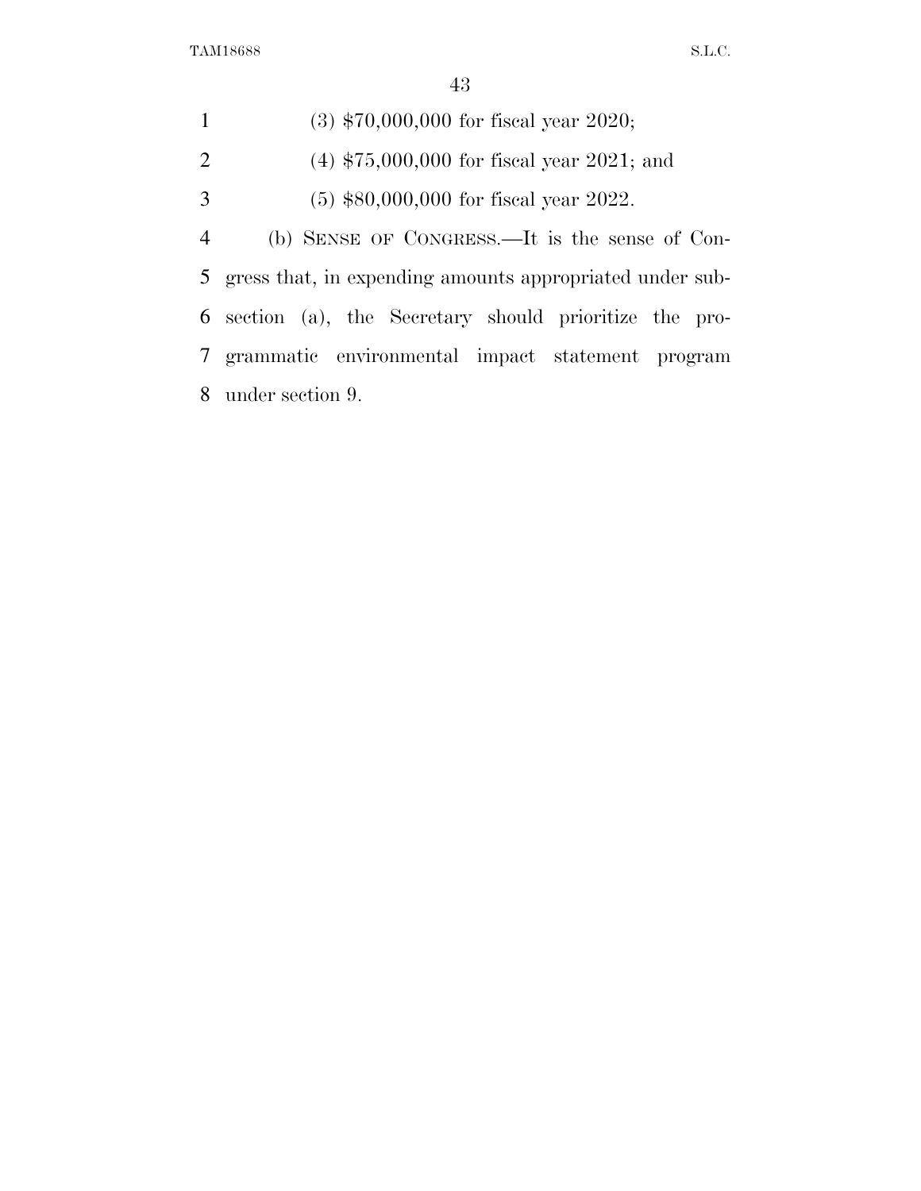(3) $70,000,000 for fiscal year 2020;

(4) $75,000,000 for fiscal year 2021; and

(5) $80,000,000 for fiscal year 2022.

(b) SENSE OF CONGRESS.—It is the sense of Congress that, in expending amounts appropriated under subsection (a), the Secretary should prioritize the programmatic environmental impact statement program under section 9.